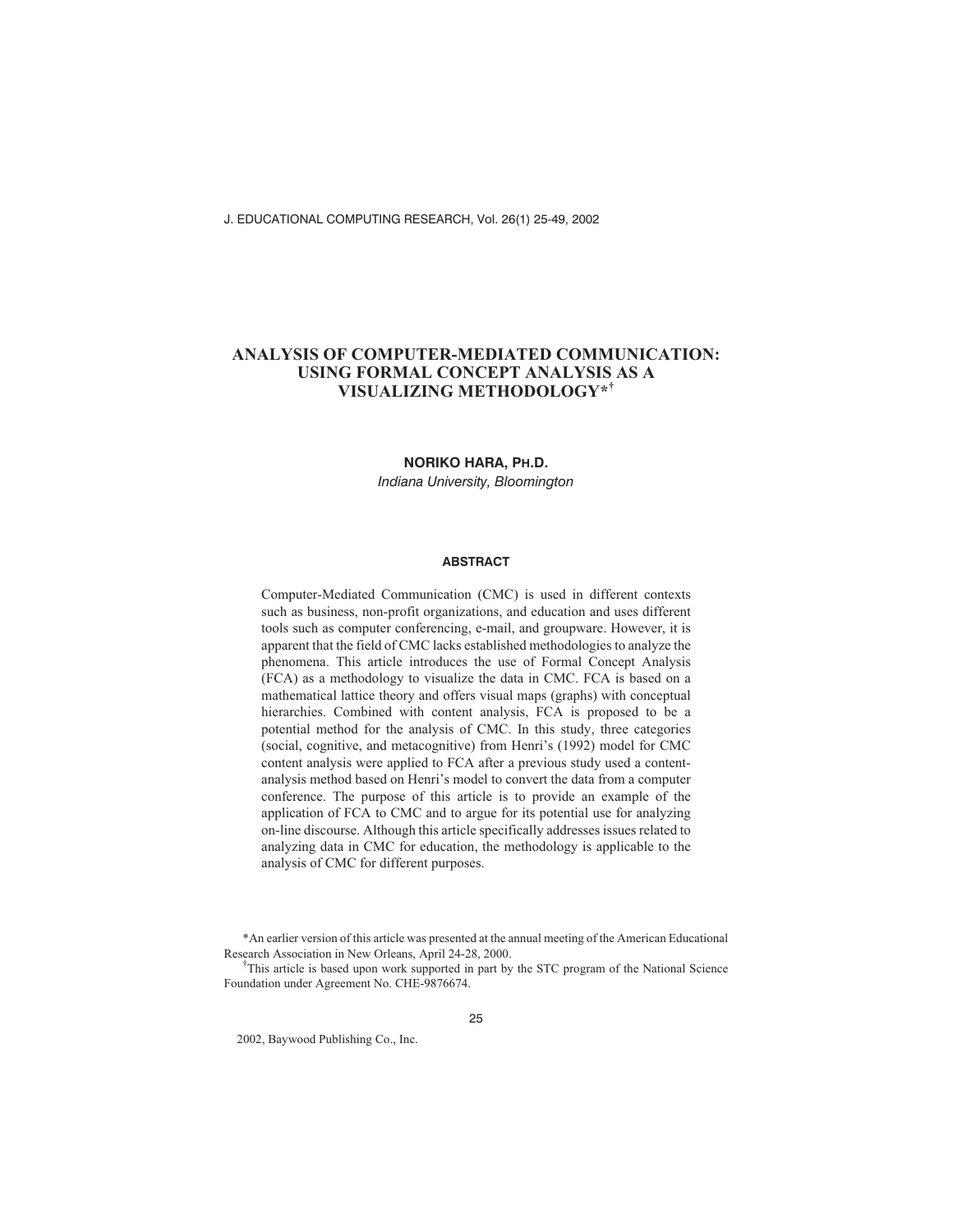# ANALYSIS OF COMPUTER-MEDIATED COMMUNICATION: USING FORMAL CONCEPT ANALYSIS AS A VISUALIZING METHODOLOGY*†

**NORIKO HARA, PH.D.**

*Indiana University, Bloomington*

#### ABSTRACT

Computer-Mediated Communication (CMC) is used in different contexts such as business, non-profit organizations, and education and uses different tools such as computer conferencing, e-mail, and groupware. However, it is apparent that the field of CMC lacks established methodologies to analyze the phenomena. This article introduces the use of Formal Concept Analysis (FCA) as a methodology to visualize the data in CMC. FCA is based on a mathematical lattice theory and offers visual maps (graphs) with conceptual hierarchies. Combined with content analysis, FCA is proposed to be a potential method for the analysis of CMC. In this study, three categories (social, cognitive, and metacognitive) from Henri's (1992) model for CMC content analysis were applied to FCA after a previous study used a content-analysis method based on Henri's model to convert the data from a computer conference. The purpose of this article is to provide an example of the application of FCA to CMC and to argue for its potential use for analyzing on-line discourse. Although this article specifically addresses issues related to analyzing data in CMC for education, the methodology is applicable to the analysis of CMC for different purposes.

*An earlier version of this article was presented at the annual meeting of the American Educational Research Association in New Orleans, April 24-28, 2000.

†This article is based upon work supported in part by the STC program of the National Science Foundation under Agreement No. CHE-9876674.

2002, Baywood Publishing Co., Inc.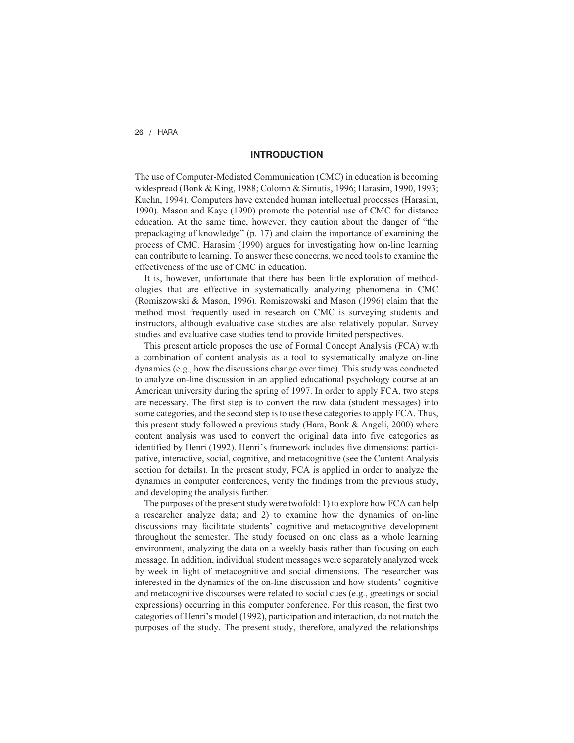## INTRODUCTION

The use of Computer-Mediated Communication (CMC) in education is becoming widespread (Bonk & King, 1988; Colomb & Simutis, 1996; Harasim, 1990, 1993; Kuehn, 1994). Computers have extended human intellectual processes (Harasim, 1990). Mason and Kaye (1990) promote the potential use of CMC for distance education. At the same time, however, they caution about the danger of "the prepackaging of knowledge" (p. 17) and claim the importance of examining the process of CMC. Harasim (1990) argues for investigating how on-line learning can contribute to learning. To answer these concerns, we need tools to examine the effectiveness of the use of CMC in education.

It is, however, unfortunate that there has been little exploration of methodologies that are effective in systematically analyzing phenomena in CMC (Romiszowski & Mason, 1996). Romiszowski and Mason (1996) claim that the method most frequently used in research on CMC is surveying students and instructors, although evaluative case studies are also relatively popular. Survey studies and evaluative case studies tend to provide limited perspectives.

This present article proposes the use of Formal Concept Analysis (FCA) with a combination of content analysis as a tool to systematically analyze on-line dynamics (e.g., how the discussions change over time). This study was conducted to analyze on-line discussion in an applied educational psychology course at an American university during the spring of 1997. In order to apply FCA, two steps are necessary. The first step is to convert the raw data (student messages) into some categories, and the second step is to use these categories to apply FCA. Thus, this present study followed a previous study (Hara, Bonk & Angeli, 2000) where content analysis was used to convert the original data into five categories as identified by Henri (1992). Henri's framework includes five dimensions: participative, interactive, social, cognitive, and metacognitive (see the Content Analysis section for details). In the present study, FCA is applied in order to analyze the dynamics in computer conferences, verify the findings from the previous study, and developing the analysis further.

The purposes of the present study were twofold: 1) to explore how FCA can help a researcher analyze data; and 2) to examine how the dynamics of on-line discussions may facilitate students' cognitive and metacognitive development throughout the semester. The study focused on one class as a whole learning environment, analyzing the data on a weekly basis rather than focusing on each message. In addition, individual student messages were separately analyzed week by week in light of metacognitive and social dimensions. The researcher was interested in the dynamics of the on-line discussion and how students' cognitive and metacognitive discourses were related to social cues (e.g., greetings or social expressions) occurring in this computer conference. For this reason, the first two categories of Henri's model (1992), participation and interaction, do not match the purposes of the study. The present study, therefore, analyzed the relationships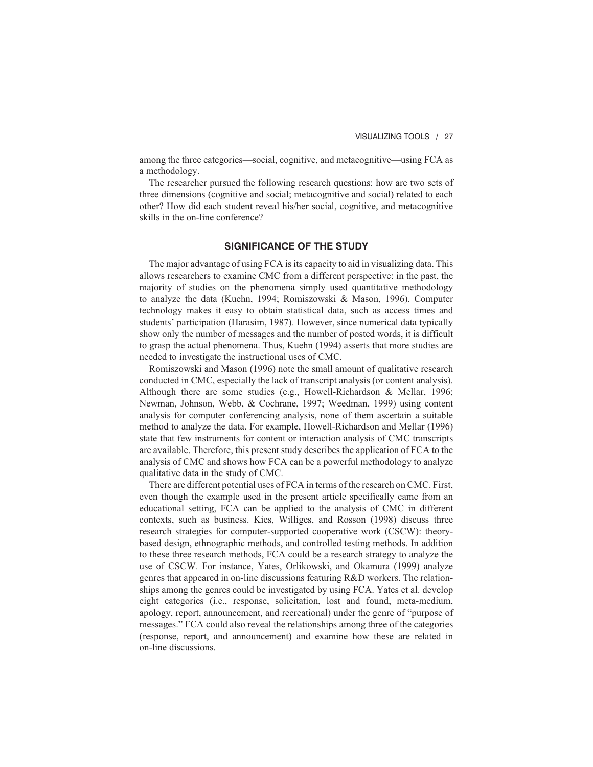among the three categories—social, cognitive, and metacognitive—using FCA as a methodology.

The researcher pursued the following research questions: how are two sets of three dimensions (cognitive and social; metacognitive and social) related to each other? How did each student reveal his/her social, cognitive, and metacognitive skills in the on-line conference?

## SIGNIFICANCE OF THE STUDY

The major advantage of using FCA is its capacity to aid in visualizing data. This allows researchers to examine CMC from a different perspective: in the past, the majority of studies on the phenomena simply used quantitative methodology to analyze the data (Kuehn, 1994; Romiszowski & Mason, 1996). Computer technology makes it easy to obtain statistical data, such as access times and students' participation (Harasim, 1987). However, since numerical data typically show only the number of messages and the number of posted words, it is difficult to grasp the actual phenomena. Thus, Kuehn (1994) asserts that more studies are needed to investigate the instructional uses of CMC.

Romiszowski and Mason (1996) note the small amount of qualitative research conducted in CMC, especially the lack of transcript analysis (or content analysis). Although there are some studies (e.g., Howell-Richardson & Mellar, 1996; Newman, Johnson, Webb, & Cochrane, 1997; Weedman, 1999) using content analysis for computer conferencing analysis, none of them ascertain a suitable method to analyze the data. For example, Howell-Richardson and Mellar (1996) state that few instruments for content or interaction analysis of CMC transcripts are available. Therefore, this present study describes the application of FCA to the analysis of CMC and shows how FCA can be a powerful methodology to analyze qualitative data in the study of CMC.

There are different potential uses of FCA in terms of the research on CMC. First, even though the example used in the present article specifically came from an educational setting, FCA can be applied to the analysis of CMC in different contexts, such as business. Kies, Williges, and Rosson (1998) discuss three research strategies for computer-supported cooperative work (CSCW): theory-based design, ethnographic methods, and controlled testing methods. In addition to these three research methods, FCA could be a research strategy to analyze the use of CSCW. For instance, Yates, Orlikowski, and Okamura (1999) analyze genres that appeared in on-line discussions featuring R&D workers. The relationships among the genres could be investigated by using FCA. Yates et al. develop eight categories (i.e., response, solicitation, lost and found, meta-medium, apology, report, announcement, and recreational) under the genre of "purpose of messages." FCA could also reveal the relationships among three of the categories (response, report, and announcement) and examine how these are related in on-line discussions.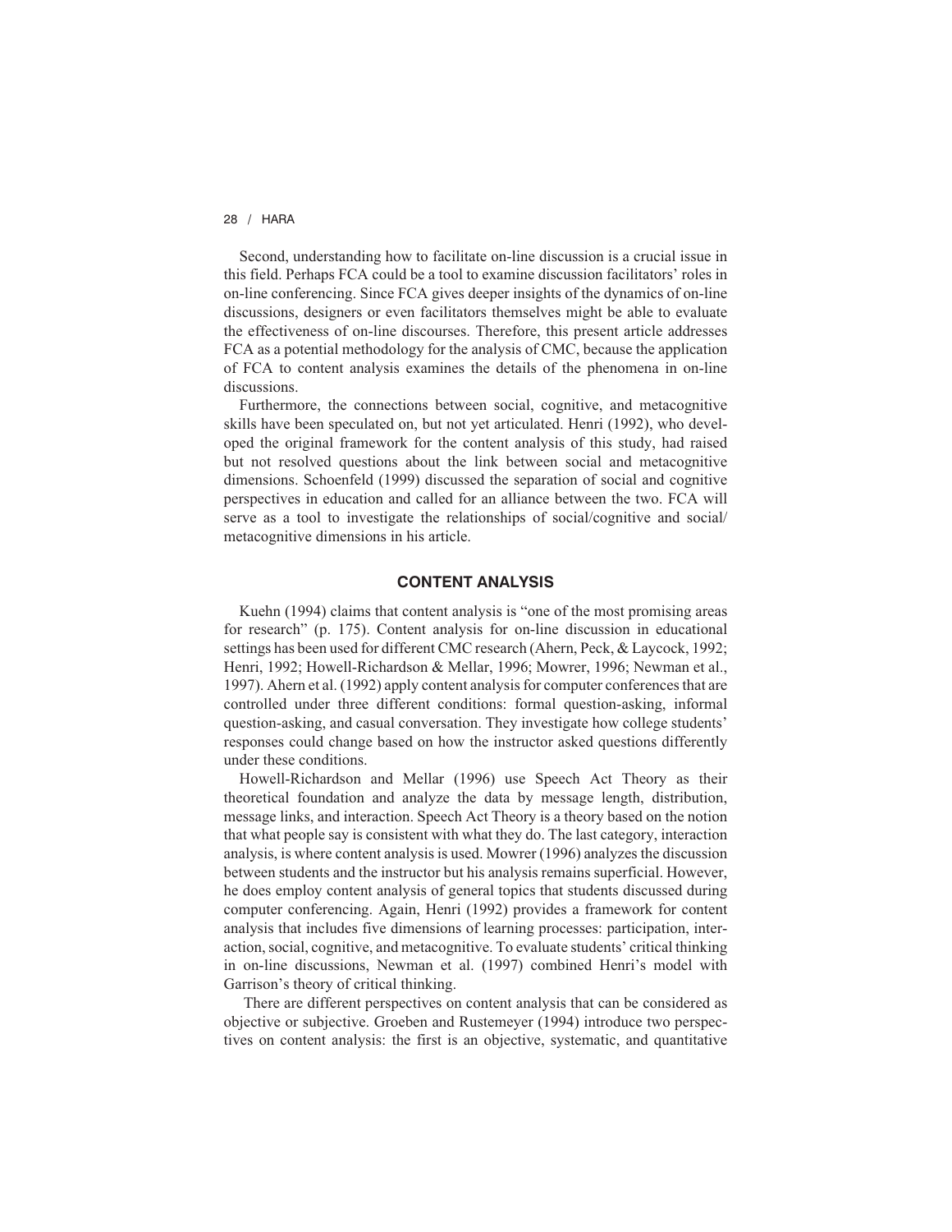Second, understanding how to facilitate on-line discussion is a crucial issue in this field. Perhaps FCA could be a tool to examine discussion facilitators' roles in on-line conferencing. Since FCA gives deeper insights of the dynamics of on-line discussions, designers or even facilitators themselves might be able to evaluate the effectiveness of on-line discourses. Therefore, this present article addresses FCA as a potential methodology for the analysis of CMC, because the application of FCA to content analysis examines the details of the phenomena in on-line discussions.

Furthermore, the connections between social, cognitive, and metacognitive skills have been speculated on, but not yet articulated. Henri (1992), who developed the original framework for the content analysis of this study, had raised but not resolved questions about the link between social and metacognitive dimensions. Schoenfeld (1999) discussed the separation of social and cognitive perspectives in education and called for an alliance between the two. FCA will serve as a tool to investigate the relationships of social/cognitive and social/metacognitive dimensions in his article.

## CONTENT ANALYSIS

Kuehn (1994) claims that content analysis is "one of the most promising areas for research" (p. 175). Content analysis for on-line discussion in educational settings has been used for different CMC research (Ahern, Peck, & Laycock, 1992; Henri, 1992; Howell-Richardson & Mellar, 1996; Mowrer, 1996; Newman et al., 1997). Ahern et al. (1992) apply content analysis for computer conferences that are controlled under three different conditions: formal question-asking, informal question-asking, and casual conversation. They investigate how college students' responses could change based on how the instructor asked questions differently under these conditions.

Howell-Richardson and Mellar (1996) use Speech Act Theory as their theoretical foundation and analyze the data by message length, distribution, message links, and interaction. Speech Act Theory is a theory based on the notion that what people say is consistent with what they do. The last category, interaction analysis, is where content analysis is used. Mowrer (1996) analyzes the discussion between students and the instructor but his analysis remains superficial. However, he does employ content analysis of general topics that students discussed during computer conferencing. Again, Henri (1992) provides a framework for content analysis that includes five dimensions of learning processes: participation, interaction, social, cognitive, and metacognitive. To evaluate students' critical thinking in on-line discussions, Newman et al. (1997) combined Henri's model with Garrison's theory of critical thinking.

There are different perspectives on content analysis that can be considered as objective or subjective. Groeben and Rustemeyer (1994) introduce two perspectives on content analysis: the first is an objective, systematic, and quantitative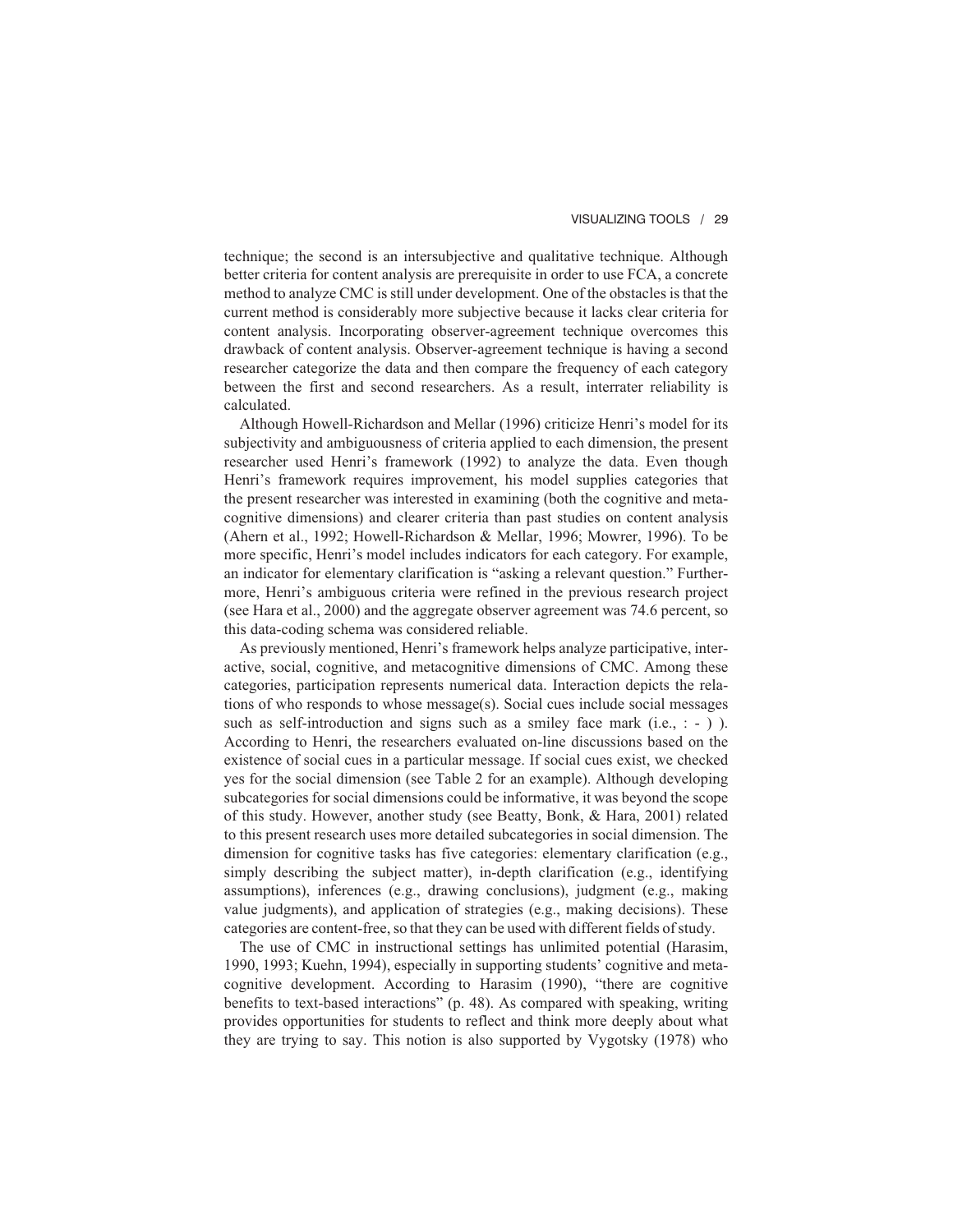technique; the second is an intersubjective and qualitative technique. Although better criteria for content analysis are prerequisite in order to use FCA, a concrete method to analyze CMC is still under development. One of the obstacles is that the current method is considerably more subjective because it lacks clear criteria for content analysis. Incorporating observer-agreement technique overcomes this drawback of content analysis. Observer-agreement technique is having a second researcher categorize the data and then compare the frequency of each category between the first and second researchers. As a result, interrater reliability is calculated.

Although Howell-Richardson and Mellar (1996) criticize Henri's model for its subjectivity and ambiguousness of criteria applied to each dimension, the present researcher used Henri's framework (1992) to analyze the data. Even though Henri's framework requires improvement, his model supplies categories that the present researcher was interested in examining (both the cognitive and metacognitive dimensions) and clearer criteria than past studies on content analysis (Ahern et al., 1992; Howell-Richardson & Mellar, 1996; Mowrer, 1996). To be more specific, Henri's model includes indicators for each category. For example, an indicator for elementary clarification is "asking a relevant question." Furthermore, Henri's ambiguous criteria were refined in the previous research project (see Hara et al., 2000) and the aggregate observer agreement was 74.6 percent, so this data-coding schema was considered reliable.

As previously mentioned, Henri's framework helps analyze participative, interactive, social, cognitive, and metacognitive dimensions of CMC. Among these categories, participation represents numerical data. Interaction depicts the relations of who responds to whose message(s). Social cues include social messages such as self-introduction and signs such as a smiley face mark (i.e., : - ) ). According to Henri, the researchers evaluated on-line discussions based on the existence of social cues in a particular message. If social cues exist, we checked yes for the social dimension (see Table 2 for an example). Although developing subcategories for social dimensions could be informative, it was beyond the scope of this study. However, another study (see Beatty, Bonk, & Hara, 2001) related to this present research uses more detailed subcategories in social dimension. The dimension for cognitive tasks has five categories: elementary clarification (e.g., simply describing the subject matter), in-depth clarification (e.g., identifying assumptions), inferences (e.g., drawing conclusions), judgment (e.g., making value judgments), and application of strategies (e.g., making decisions). These categories are content-free, so that they can be used with different fields of study.

The use of CMC in instructional settings has unlimited potential (Harasim, 1990, 1993; Kuehn, 1994), especially in supporting students' cognitive and metacognitive development. According to Harasim (1990), "there are cognitive benefits to text-based interactions" (p. 48). As compared with speaking, writing provides opportunities for students to reflect and think more deeply about what they are trying to say. This notion is also supported by Vygotsky (1978) who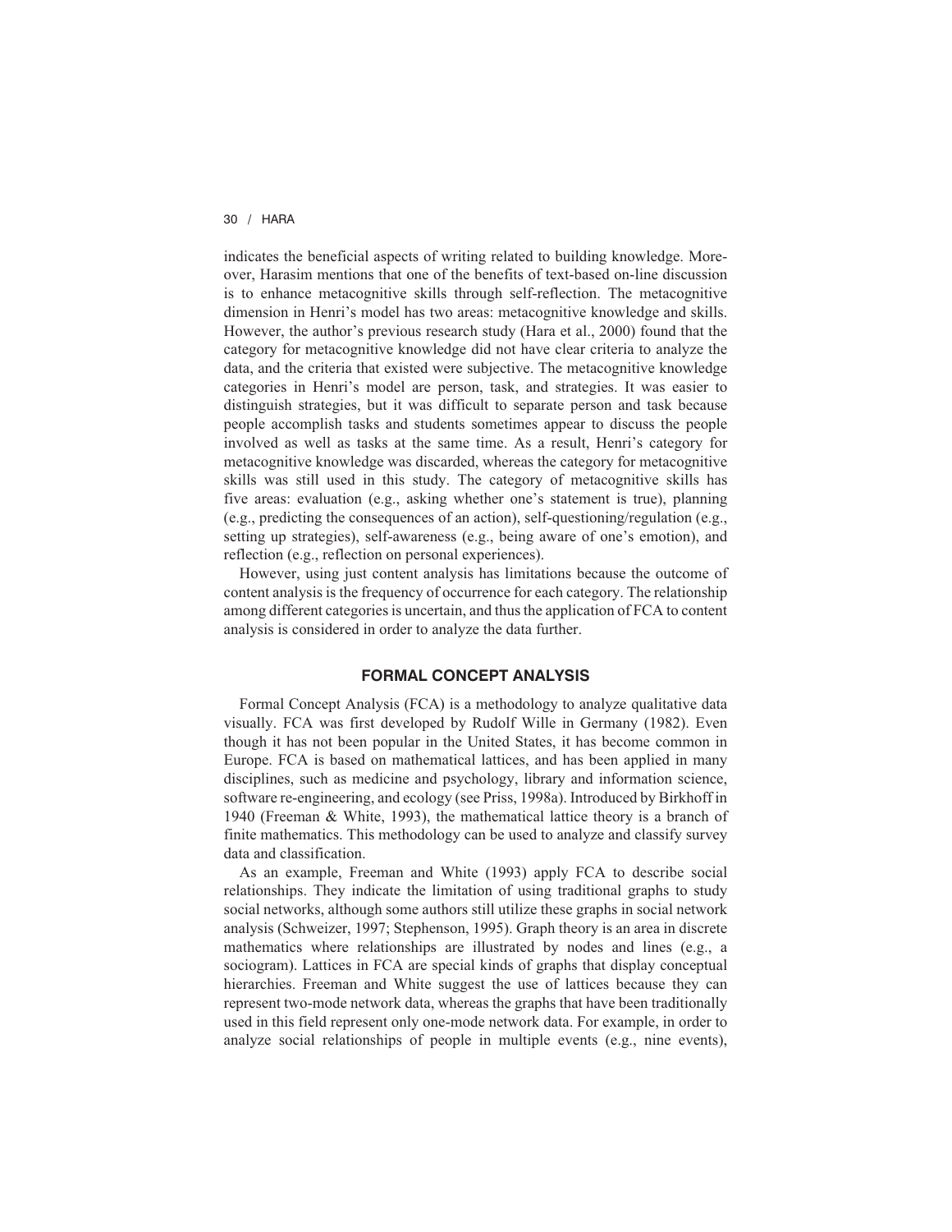indicates the beneficial aspects of writing related to building knowledge. Moreover, Harasim mentions that one of the benefits of text-based on-line discussion is to enhance metacognitive skills through self-reflection. The metacognitive dimension in Henri's model has two areas: metacognitive knowledge and skills. However, the author's previous research study (Hara et al., 2000) found that the category for metacognitive knowledge did not have clear criteria to analyze the data, and the criteria that existed were subjective. The metacognitive knowledge categories in Henri's model are person, task, and strategies. It was easier to distinguish strategies, but it was difficult to separate person and task because people accomplish tasks and students sometimes appear to discuss the people involved as well as tasks at the same time. As a result, Henri's category for metacognitive knowledge was discarded, whereas the category for metacognitive skills was still used in this study. The category of metacognitive skills has five areas: evaluation (e.g., asking whether one's statement is true), planning (e.g., predicting the consequences of an action), self-questioning/regulation (e.g., setting up strategies), self-awareness (e.g., being aware of one's emotion), and reflection (e.g., reflection on personal experiences).

However, using just content analysis has limitations because the outcome of content analysis is the frequency of occurrence for each category. The relationship among different categories is uncertain, and thus the application of FCA to content analysis is considered in order to analyze the data further.

## FORMAL CONCEPT ANALYSIS

Formal Concept Analysis (FCA) is a methodology to analyze qualitative data visually. FCA was first developed by Rudolf Wille in Germany (1982). Even though it has not been popular in the United States, it has become common in Europe. FCA is based on mathematical lattices, and has been applied in many disciplines, such as medicine and psychology, library and information science, software re-engineering, and ecology (see Priss, 1998a). Introduced by Birkhoff in 1940 (Freeman & White, 1993), the mathematical lattice theory is a branch of finite mathematics. This methodology can be used to analyze and classify survey data and classification.

As an example, Freeman and White (1993) apply FCA to describe social relationships. They indicate the limitation of using traditional graphs to study social networks, although some authors still utilize these graphs in social network analysis (Schweizer, 1997; Stephenson, 1995). Graph theory is an area in discrete mathematics where relationships are illustrated by nodes and lines (e.g., a sociogram). Lattices in FCA are special kinds of graphs that display conceptual hierarchies. Freeman and White suggest the use of lattices because they can represent two-mode network data, whereas the graphs that have been traditionally used in this field represent only one-mode network data. For example, in order to analyze social relationships of people in multiple events (e.g., nine events),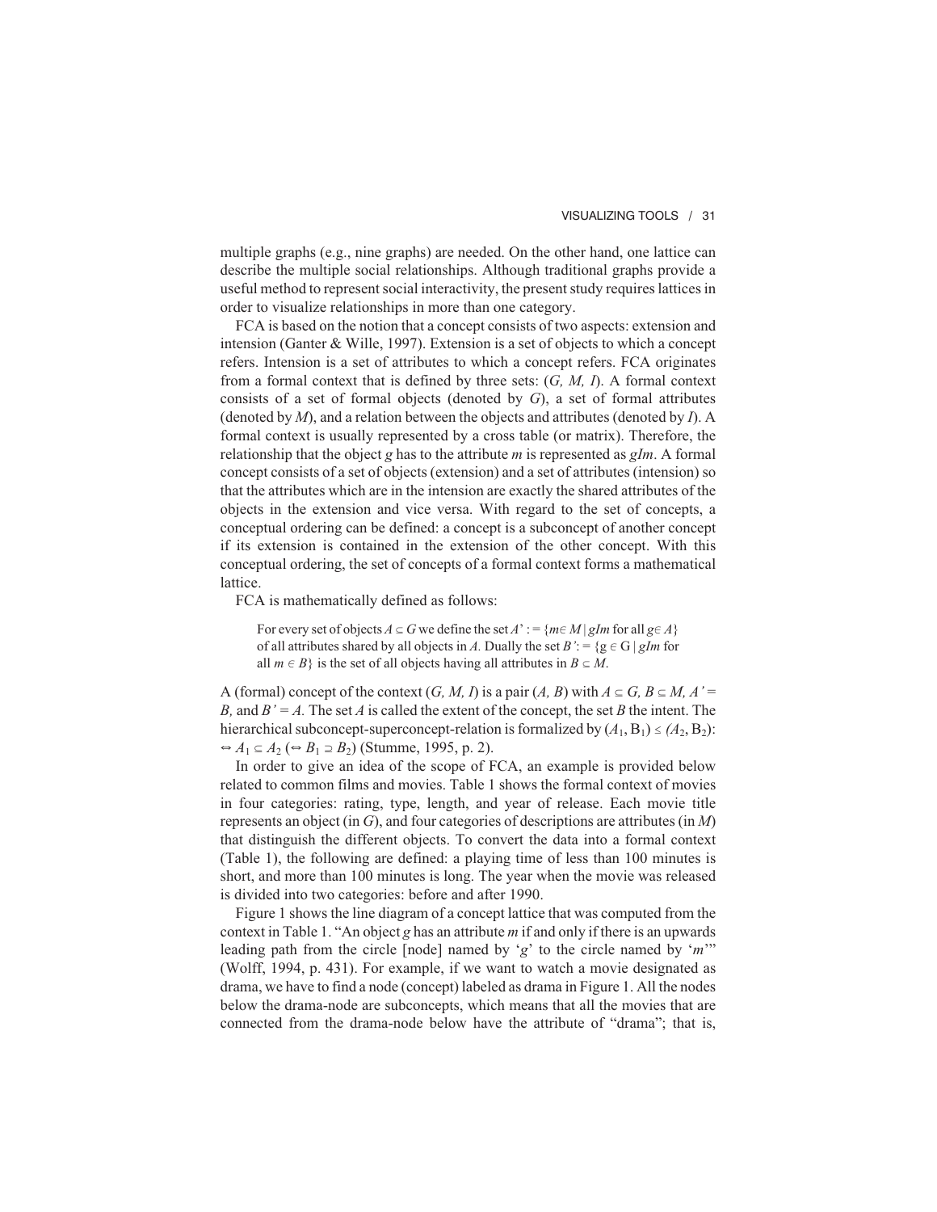multiple graphs (e.g., nine graphs) are needed. On the other hand, one lattice can describe the multiple social relationships. Although traditional graphs provide a useful method to represent social interactivity, the present study requires lattices in order to visualize relationships in more than one category.

FCA is based on the notion that a concept consists of two aspects: extension and intension (Ganter & Wille, 1997). Extension is a set of objects to which a concept refers. Intension is a set of attributes to which a concept refers. FCA originates from a formal context that is defined by three sets: ($G$, $M$, $I$). A formal context consists of a set of formal objects (denoted by $G$), a set of formal attributes (denoted by $M$), and a relation between the objects and attributes (denoted by $I$). A formal context is usually represented by a cross table (or matrix). Therefore, the relationship that the object $g$ has to the attribute $m$ is represented as $gIm$. A formal concept consists of a set of objects (extension) and a set of attributes (intension) so that the attributes which are in the intension are exactly the shared attributes of the objects in the extension and vice versa. With regard to the set of concepts, a conceptual ordering can be defined: a concept is a subconcept of another concept if its extension is contained in the extension of the other concept. With this conceptual ordering, the set of concepts of a formal context forms a mathematical lattice.

FCA is mathematically defined as follows:

> For every set of objects $A \subseteq G$ we define the set $A' := \{m \in M \mid gIm \text{ for all } g \in A\}$ of all attributes shared by all objects in $A$. Dually the set $B' := \{g \in G \mid gIm \text{ for all } m \in B\}$ is the set of all objects having all attributes in $B \subseteq M$.

A (formal) concept of the context ($G$, $M$, $I$) is a pair ($A$, $B$) with $A \subseteq G$, $B \subseteq M$, $A' = B$, and $B' = A$. The set $A$ is called the extent of the concept, the set $B$ the intent. The hierarchical subconcept-superconcept-relation is formalized by $(A_1, B_1) \leq (A_2, B_2)$: $\Leftrightarrow A_1 \subseteq A_2$ $(\Leftrightarrow B_1 \supseteq B_2)$ (Stumme, 1995, p. 2).

In order to give an idea of the scope of FCA, an example is provided below related to common films and movies. Table 1 shows the formal context of movies in four categories: rating, type, length, and year of release. Each movie title represents an object (in $G$), and four categories of descriptions are attributes (in $M$) that distinguish the different objects. To convert the data into a formal context (Table 1), the following are defined: a playing time of less than 100 minutes is short, and more than 100 minutes is long. The year when the movie was released is divided into two categories: before and after 1990.

Figure 1 shows the line diagram of a concept lattice that was computed from the context in Table 1. "An object $g$ has an attribute $m$ if and only if there is an upwards leading path from the circle [node] named by '$g$' to the circle named by '$m$'" (Wolff, 1994, p. 431). For example, if we want to watch a movie designated as drama, we have to find a node (concept) labeled as drama in Figure 1. All the nodes below the drama-node are subconcepts, which means that all the movies that are connected from the drama-node below have the attribute of "drama"; that is,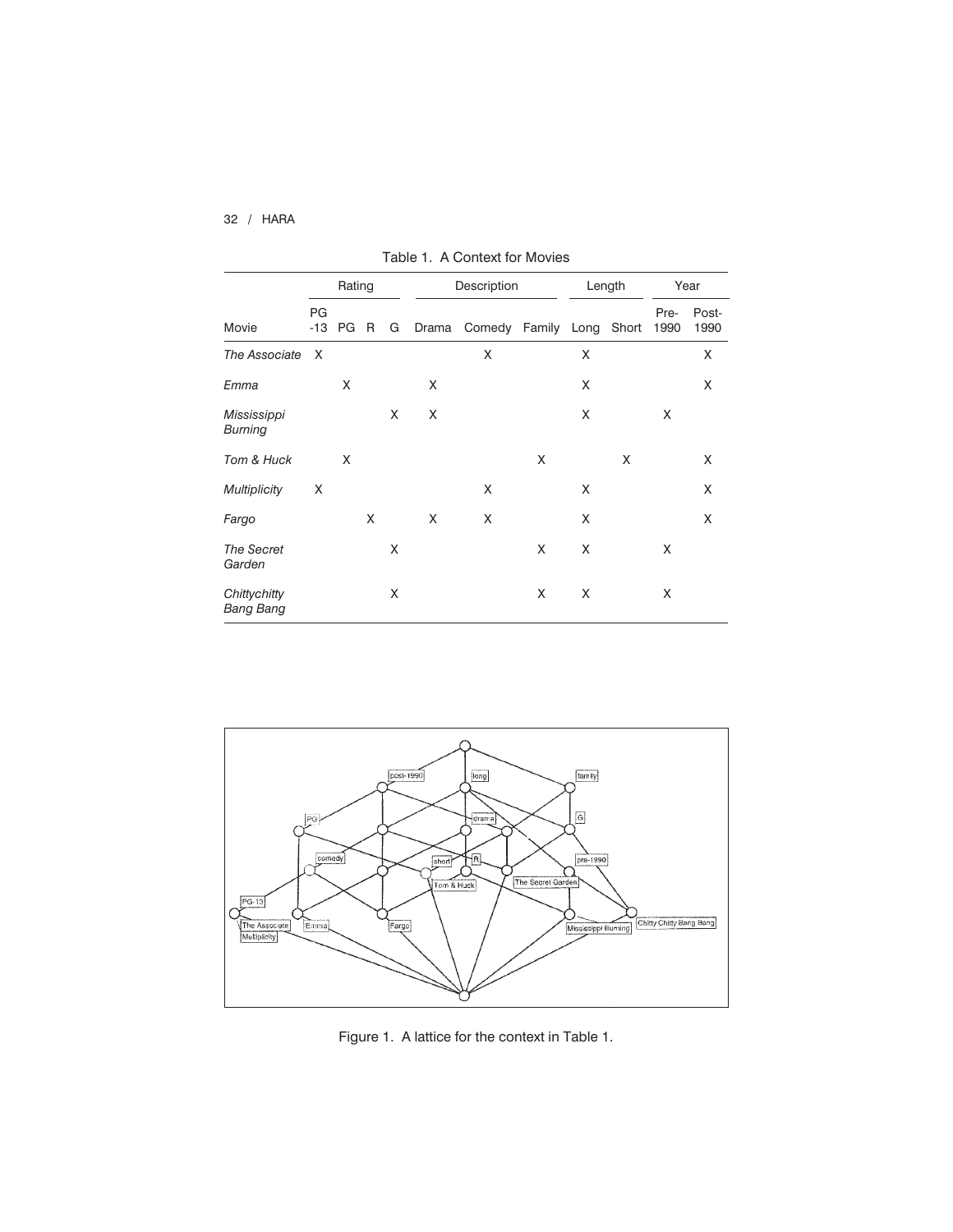Table 1. A Context for Movies

| | Rating | | | | Description | | | Length | | Year | |
|---|---|---|---|---|---|---|---|---|---|---|---|
| Movie | PG-13 | PG | R | G | Drama | Comedy | Family | Long | Short | Pre-1990 | Post-1990 |
| *The Associate* | X | | | | | X | | X | | | X |
| *Emma* | | X | | | X | | | X | | | X |
| *Mississippi Burning* | | | | X | X | | | X | | X | |
| *Tom & Huck* | | X | | | | | X | | X | | X |
| *Multiplicity* | X | | | | | X | | X | | | X |
| *Fargo* | | | X | | X | X | | X | | | X |
| *The Secret Garden* | | | | X | | | X | X | | X | |
| *Chittychitty Bang Bang* | | | | X | | | X | X | | X | |

Figure 1. A lattice for the context in Table 1.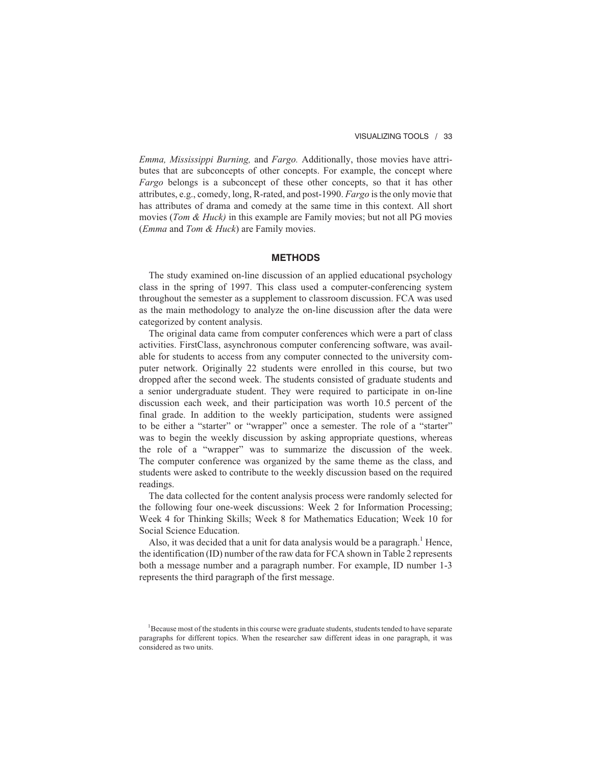*Emma, Mississippi Burning,* and *Fargo.* Additionally, those movies have attributes that are subconcepts of other concepts. For example, the concept where *Fargo* belongs is a subconcept of these other concepts, so that it has other attributes, e.g., comedy, long, R-rated, and post-1990. *Fargo* is the only movie that has attributes of drama and comedy at the same time in this context. All short movies (*Tom & Huck)* in this example are Family movies; but not all PG movies (*Emma* and *Tom & Huck*) are Family movies.

## METHODS

The study examined on-line discussion of an applied educational psychology class in the spring of 1997. This class used a computer-conferencing system throughout the semester as a supplement to classroom discussion. FCA was used as the main methodology to analyze the on-line discussion after the data were categorized by content analysis.

The original data came from computer conferences which were a part of class activities. FirstClass, asynchronous computer conferencing software, was available for students to access from any computer connected to the university computer network. Originally 22 students were enrolled in this course, but two dropped after the second week. The students consisted of graduate students and a senior undergraduate student. They were required to participate in on-line discussion each week, and their participation was worth 10.5 percent of the final grade. In addition to the weekly participation, students were assigned to be either a "starter" or "wrapper" once a semester. The role of a "starter" was to begin the weekly discussion by asking appropriate questions, whereas the role of a "wrapper" was to summarize the discussion of the week. The computer conference was organized by the same theme as the class, and students were asked to contribute to the weekly discussion based on the required readings.

The data collected for the content analysis process were randomly selected for the following four one-week discussions: Week 2 for Information Processing; Week 4 for Thinking Skills; Week 8 for Mathematics Education; Week 10 for Social Science Education.

Also, it was decided that a unit for data analysis would be a paragraph.[1] Hence, the identification (ID) number of the raw data for FCA shown in Table 2 represents both a message number and a paragraph number. For example, ID number 1-3 represents the third paragraph of the first message.

[1]Because most of the students in this course were graduate students, students tended to have separate paragraphs for different topics. When the researcher saw different ideas in one paragraph, it was considered as two units.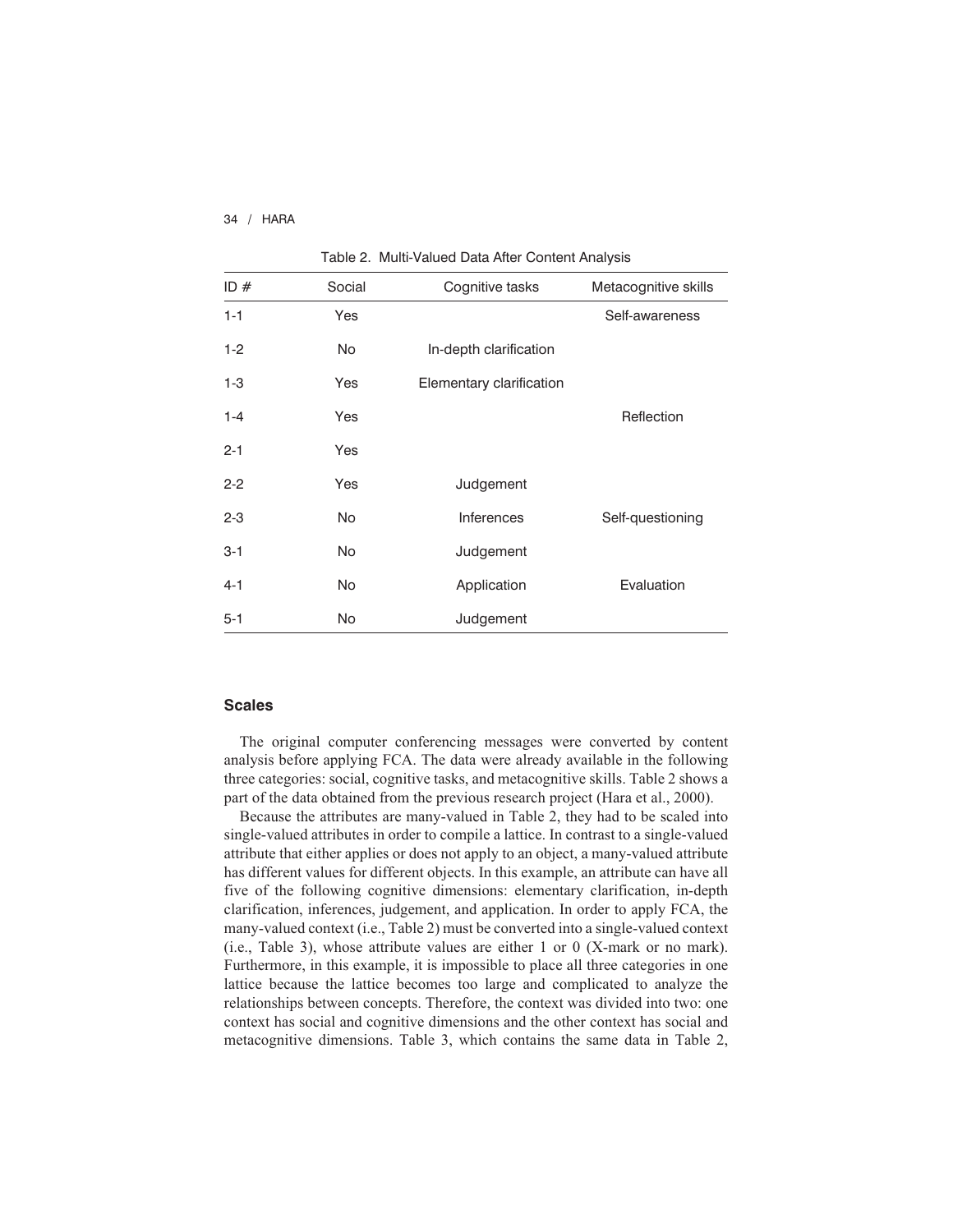Table 2. Multi-Valued Data After Content Analysis

| ID # | Social | Cognitive tasks | Metacognitive skills |
|---|---|---|---|
| 1-1 | Yes | | Self-awareness |
| 1-2 | No | In-depth clarification | |
| 1-3 | Yes | Elementary clarification | |
| 1-4 | Yes | | Reflection |
| 2-1 | Yes | | |
| 2-2 | Yes | Judgement | |
| 2-3 | No | Inferences | Self-questioning |
| 3-1 | No | Judgement | |
| 4-1 | No | Application | Evaluation |
| 5-1 | No | Judgement | |

### Scales

The original computer conferencing messages were converted by content analysis before applying FCA. The data were already available in the following three categories: social, cognitive tasks, and metacognitive skills. Table 2 shows a part of the data obtained from the previous research project (Hara et al., 2000).

Because the attributes are many-valued in Table 2, they had to be scaled into single-valued attributes in order to compile a lattice. In contrast to a single-valued attribute that either applies or does not apply to an object, a many-valued attribute has different values for different objects. In this example, an attribute can have all five of the following cognitive dimensions: elementary clarification, in-depth clarification, inferences, judgement, and application. In order to apply FCA, the many-valued context (i.e., Table 2) must be converted into a single-valued context (i.e., Table 3), whose attribute values are either 1 or 0 (X-mark or no mark). Furthermore, in this example, it is impossible to place all three categories in one lattice because the lattice becomes too large and complicated to analyze the relationships between concepts. Therefore, the context was divided into two: one context has social and cognitive dimensions and the other context has social and metacognitive dimensions. Table 3, which contains the same data in Table 2,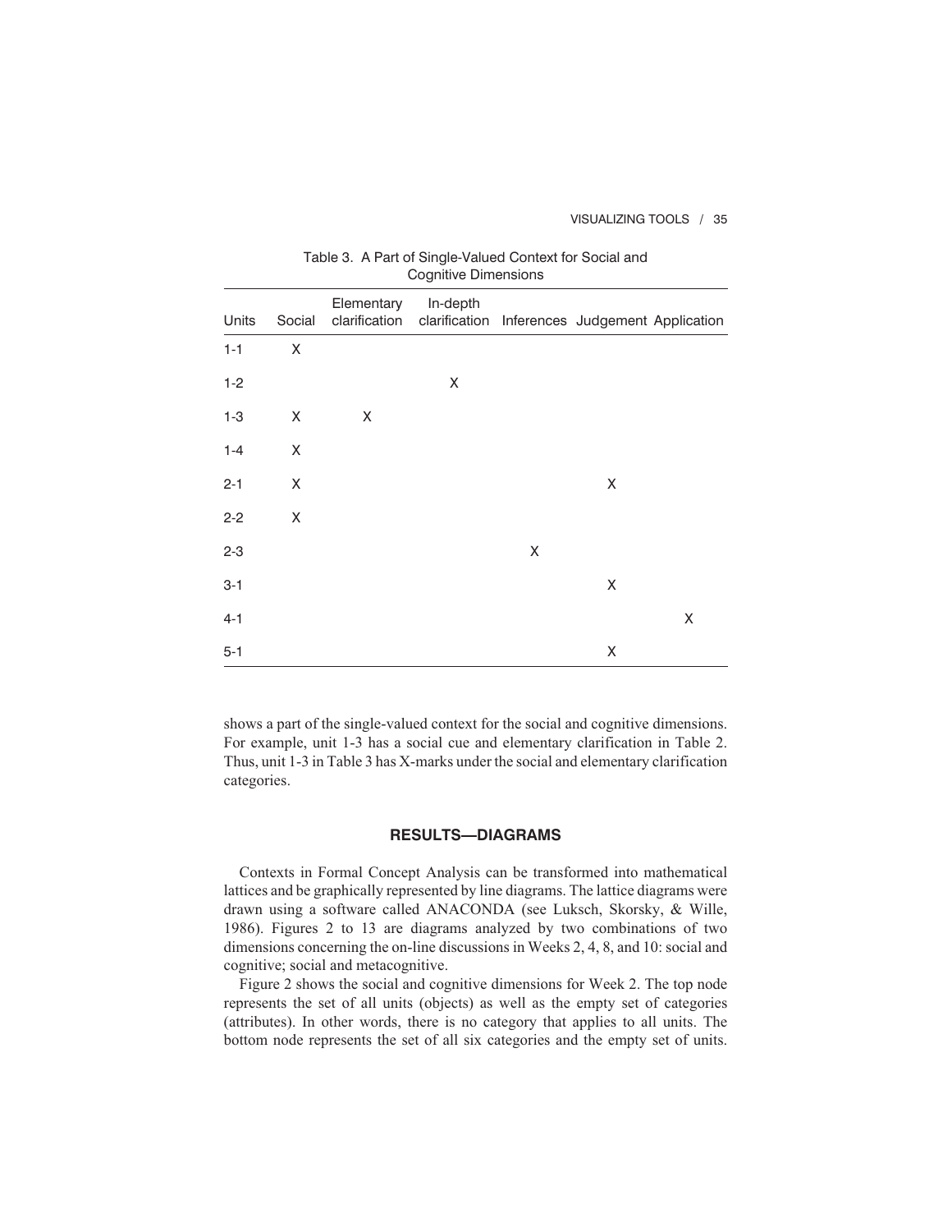Table 3. A Part of Single-Valued Context for Social and Cognitive Dimensions

| Units | Social | Elementary clarification | In-depth clarification | Inferences | Judgement | Application |
|---|---|---|---|---|---|---|
| 1-1 | X | | | | | |
| 1-2 | | | X | | | |
| 1-3 | X | X | | | | |
| 1-4 | X | | | | | |
| 2-1 | X | | | | X | |
| 2-2 | X | | | | | |
| 2-3 | | | | X | | |
| 3-1 | | | | | X | |
| 4-1 | | | | | | X |
| 5-1 | | | | | X | |

shows a part of the single-valued context for the social and cognitive dimensions. For example, unit 1-3 has a social cue and elementary clarification in Table 2. Thus, unit 1-3 in Table 3 has X-marks under the social and elementary clarification categories.

## RESULTS—DIAGRAMS

Contexts in Formal Concept Analysis can be transformed into mathematical lattices and be graphically represented by line diagrams. The lattice diagrams were drawn using a software called ANACONDA (see Luksch, Skorsky, & Wille, 1986). Figures 2 to 13 are diagrams analyzed by two combinations of two dimensions concerning the on-line discussions in Weeks 2, 4, 8, and 10: social and cognitive; social and metacognitive.

Figure 2 shows the social and cognitive dimensions for Week 2. The top node represents the set of all units (objects) as well as the empty set of categories (attributes). In other words, there is no category that applies to all units. The bottom node represents the set of all six categories and the empty set of units.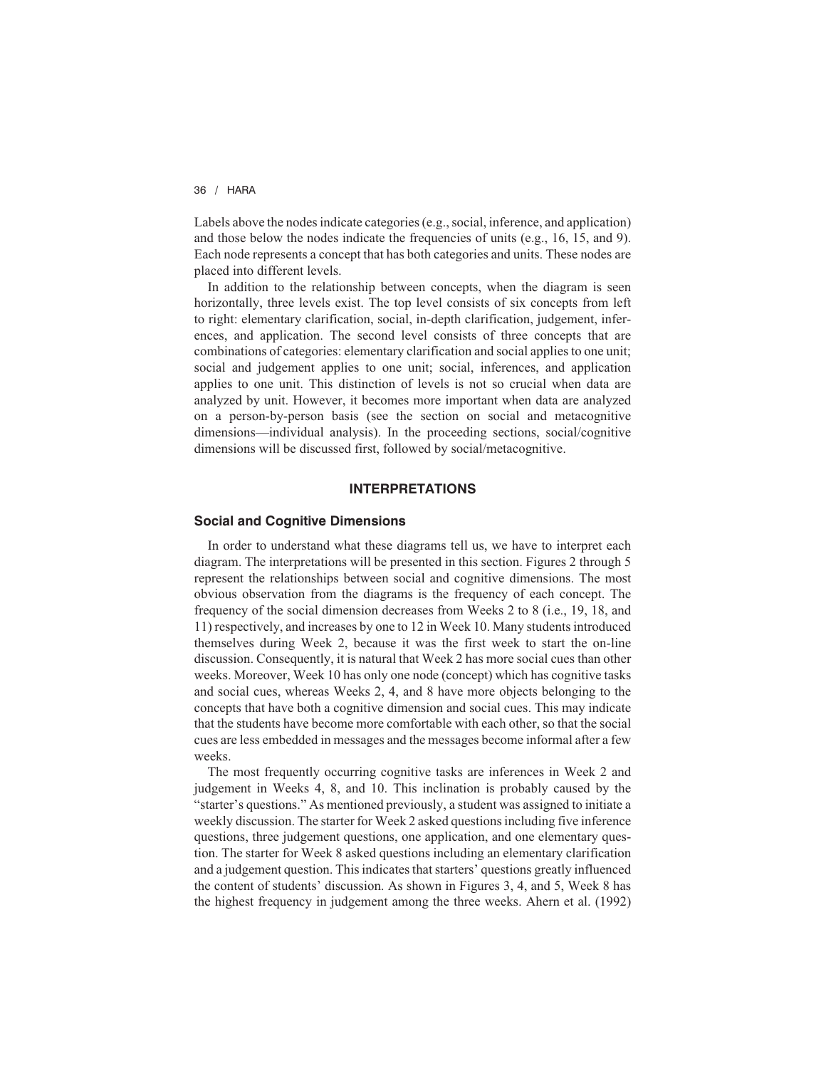Labels above the nodes indicate categories (e.g., social, inference, and application) and those below the nodes indicate the frequencies of units (e.g., 16, 15, and 9). Each node represents a concept that has both categories and units. These nodes are placed into different levels.

In addition to the relationship between concepts, when the diagram is seen horizontally, three levels exist. The top level consists of six concepts from left to right: elementary clarification, social, in-depth clarification, judgement, inferences, and application. The second level consists of three concepts that are combinations of categories: elementary clarification and social applies to one unit; social and judgement applies to one unit; social, inferences, and application applies to one unit. This distinction of levels is not so crucial when data are analyzed by unit. However, it becomes more important when data are analyzed on a person-by-person basis (see the section on social and metacognitive dimensions—individual analysis). In the proceeding sections, social/cognitive dimensions will be discussed first, followed by social/metacognitive.

## INTERPRETATIONS

### Social and Cognitive Dimensions

In order to understand what these diagrams tell us, we have to interpret each diagram. The interpretations will be presented in this section. Figures 2 through 5 represent the relationships between social and cognitive dimensions. The most obvious observation from the diagrams is the frequency of each concept. The frequency of the social dimension decreases from Weeks 2 to 8 (i.e., 19, 18, and 11) respectively, and increases by one to 12 in Week 10. Many students introduced themselves during Week 2, because it was the first week to start the on-line discussion. Consequently, it is natural that Week 2 has more social cues than other weeks. Moreover, Week 10 has only one node (concept) which has cognitive tasks and social cues, whereas Weeks 2, 4, and 8 have more objects belonging to the concepts that have both a cognitive dimension and social cues. This may indicate that the students have become more comfortable with each other, so that the social cues are less embedded in messages and the messages become informal after a few weeks.

The most frequently occurring cognitive tasks are inferences in Week 2 and judgement in Weeks 4, 8, and 10. This inclination is probably caused by the "starter's questions." As mentioned previously, a student was assigned to initiate a weekly discussion. The starter for Week 2 asked questions including five inference questions, three judgement questions, one application, and one elementary question. The starter for Week 8 asked questions including an elementary clarification and a judgement question. This indicates that starters' questions greatly influenced the content of students' discussion. As shown in Figures 3, 4, and 5, Week 8 has the highest frequency in judgement among the three weeks. Ahern et al. (1992)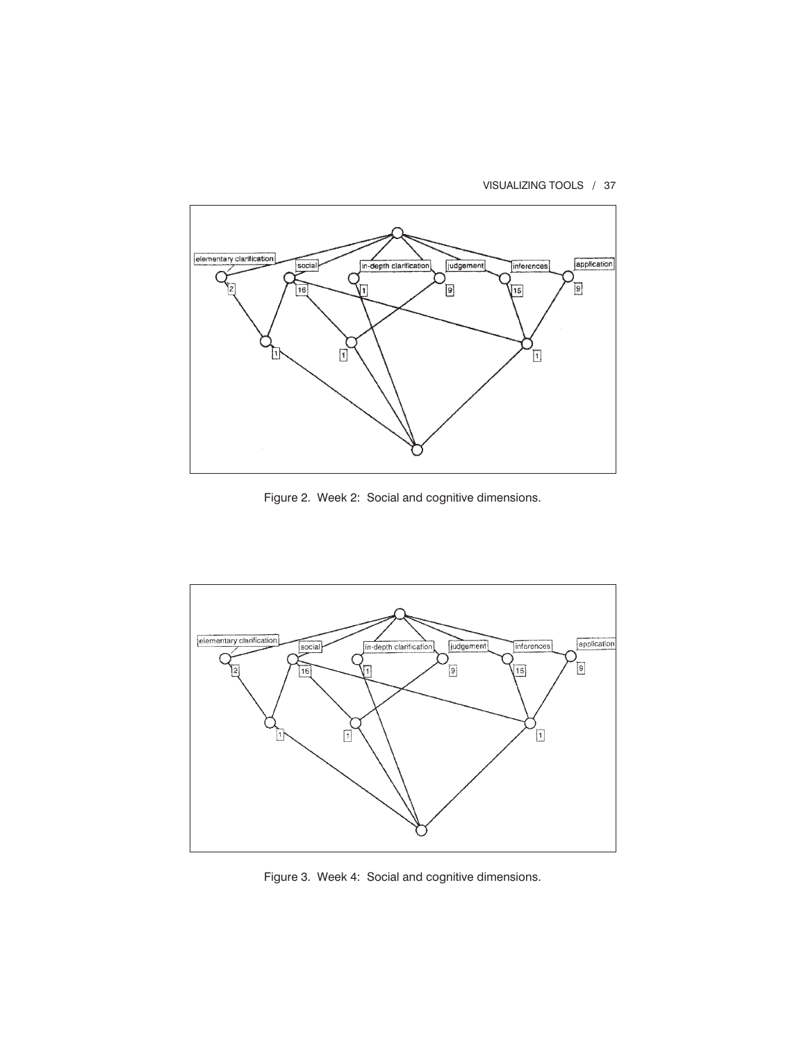Figure 2. Week 2: Social and cognitive dimensions.

Figure 3. Week 4: Social and cognitive dimensions.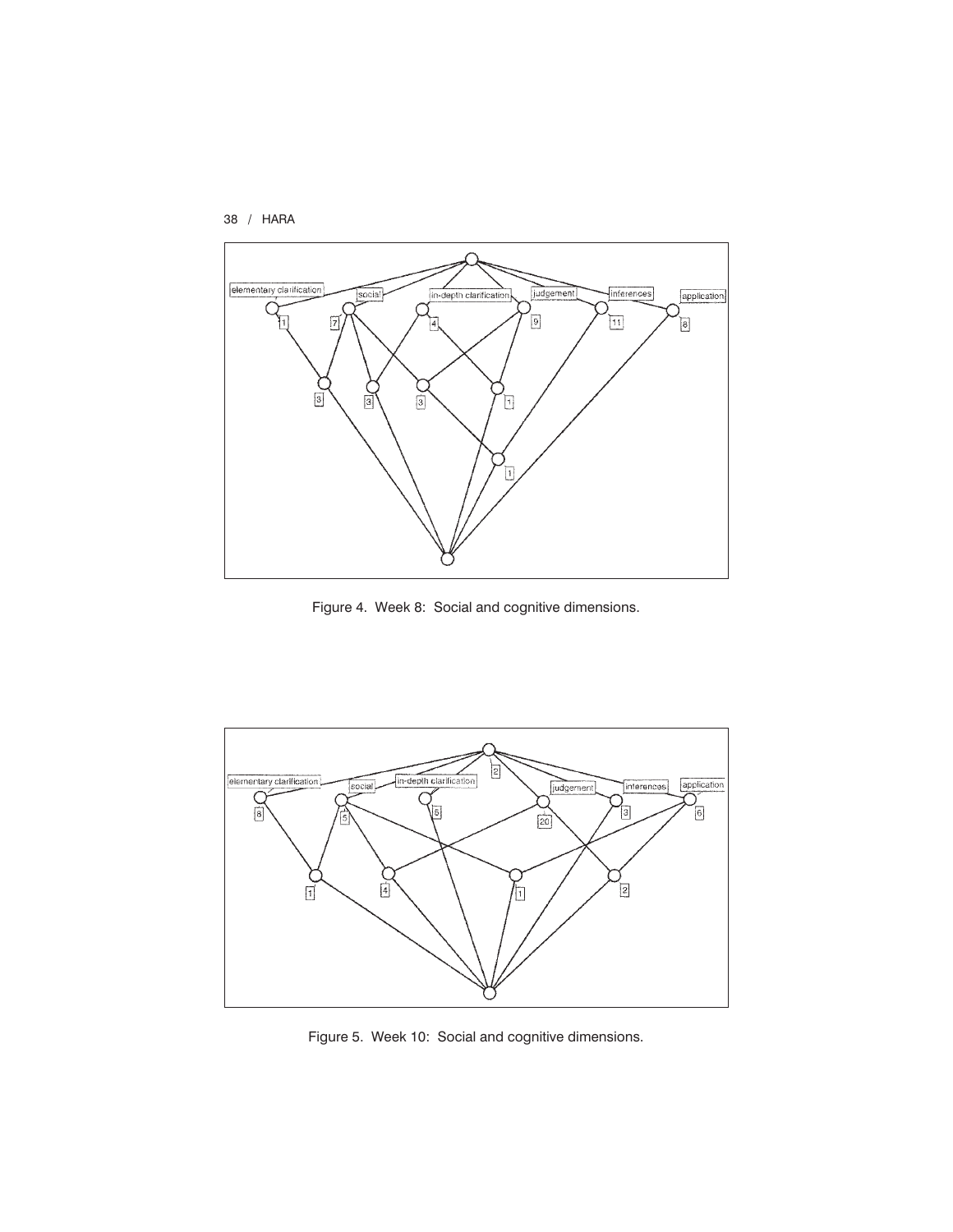Figure 4. Week 8: Social and cognitive dimensions.

Figure 5. Week 10: Social and cognitive dimensions.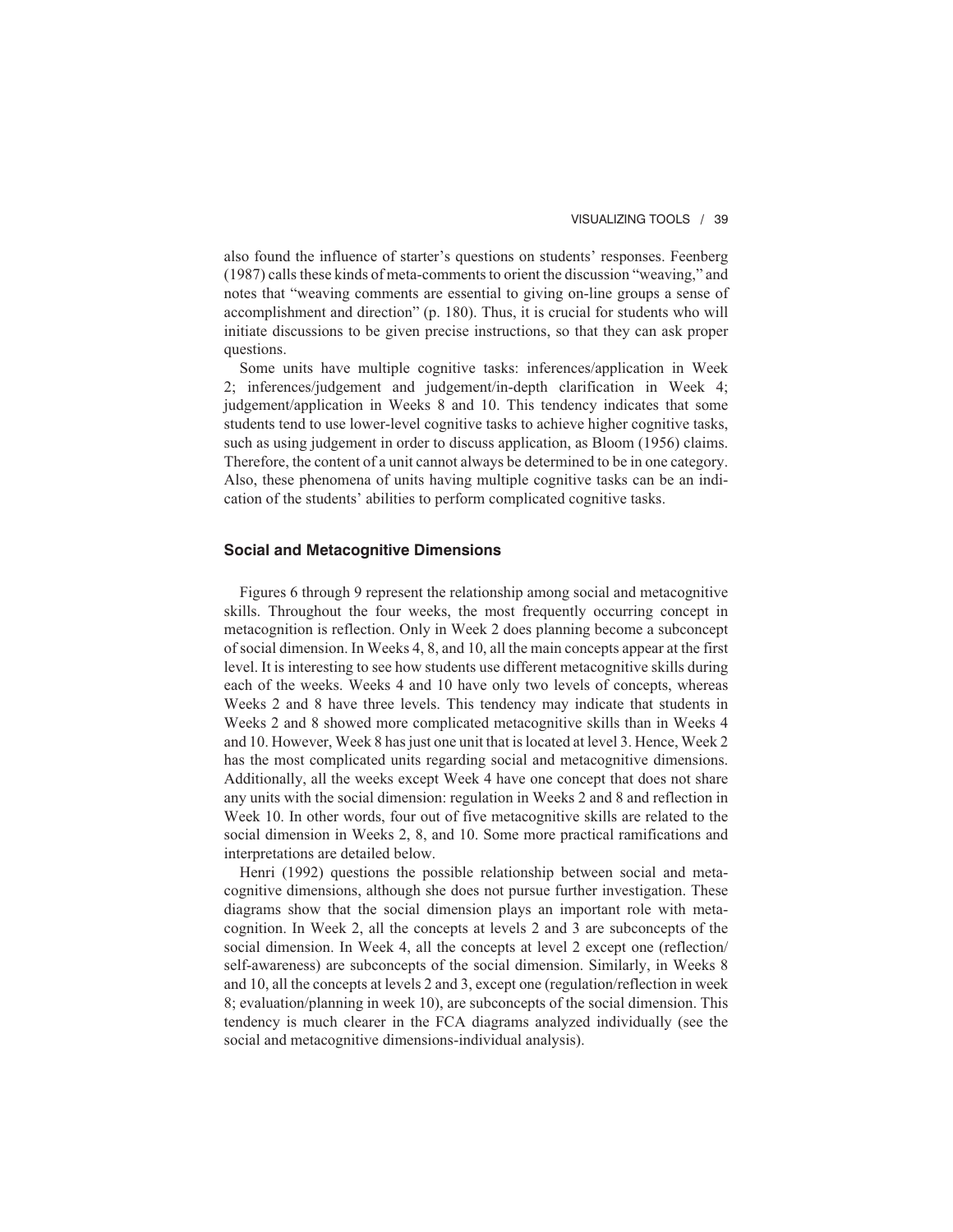also found the influence of starter's questions on students' responses. Feenberg (1987) calls these kinds of meta-comments to orient the discussion "weaving," and notes that "weaving comments are essential to giving on-line groups a sense of accomplishment and direction" (p. 180). Thus, it is crucial for students who will initiate discussions to be given precise instructions, so that they can ask proper questions.

Some units have multiple cognitive tasks: inferences/application in Week 2; inferences/judgement and judgement/in-depth clarification in Week 4; judgement/application in Weeks 8 and 10. This tendency indicates that some students tend to use lower-level cognitive tasks to achieve higher cognitive tasks, such as using judgement in order to discuss application, as Bloom (1956) claims. Therefore, the content of a unit cannot always be determined to be in one category. Also, these phenomena of units having multiple cognitive tasks can be an indication of the students' abilities to perform complicated cognitive tasks.

### Social and Metacognitive Dimensions

Figures 6 through 9 represent the relationship among social and metacognitive skills. Throughout the four weeks, the most frequently occurring concept in metacognition is reflection. Only in Week 2 does planning become a subconcept of social dimension. In Weeks 4, 8, and 10, all the main concepts appear at the first level. It is interesting to see how students use different metacognitive skills during each of the weeks. Weeks 4 and 10 have only two levels of concepts, whereas Weeks 2 and 8 have three levels. This tendency may indicate that students in Weeks 2 and 8 showed more complicated metacognitive skills than in Weeks 4 and 10. However, Week 8 has just one unit that is located at level 3. Hence, Week 2 has the most complicated units regarding social and metacognitive dimensions. Additionally, all the weeks except Week 4 have one concept that does not share any units with the social dimension: regulation in Weeks 2 and 8 and reflection in Week 10. In other words, four out of five metacognitive skills are related to the social dimension in Weeks 2, 8, and 10. Some more practical ramifications and interpretations are detailed below.

Henri (1992) questions the possible relationship between social and metacognitive dimensions, although she does not pursue further investigation. These diagrams show that the social dimension plays an important role with metacognition. In Week 2, all the concepts at levels 2 and 3 are subconcepts of the social dimension. In Week 4, all the concepts at level 2 except one (reflection/self-awareness) are subconcepts of the social dimension. Similarly, in Weeks 8 and 10, all the concepts at levels 2 and 3, except one (regulation/reflection in week 8; evaluation/planning in week 10), are subconcepts of the social dimension. This tendency is much clearer in the FCA diagrams analyzed individually (see the social and metacognitive dimensions-individual analysis).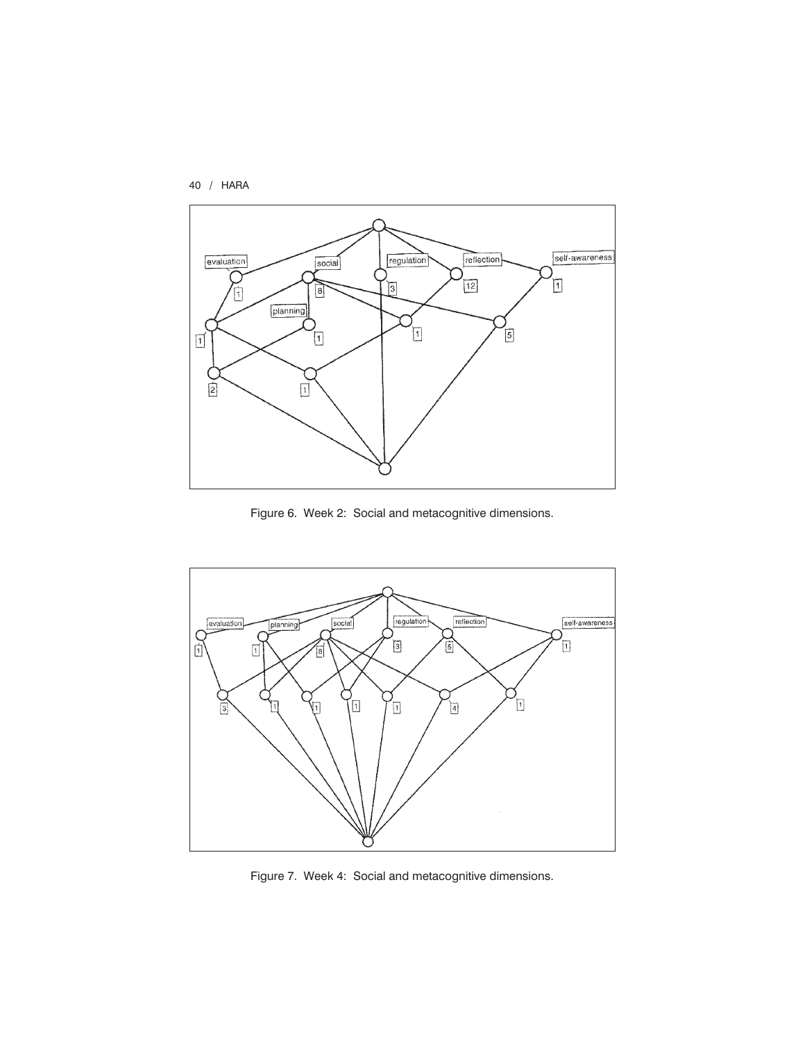Figure 6. Week 2: Social and metacognitive dimensions.

Figure 7. Week 4: Social and metacognitive dimensions.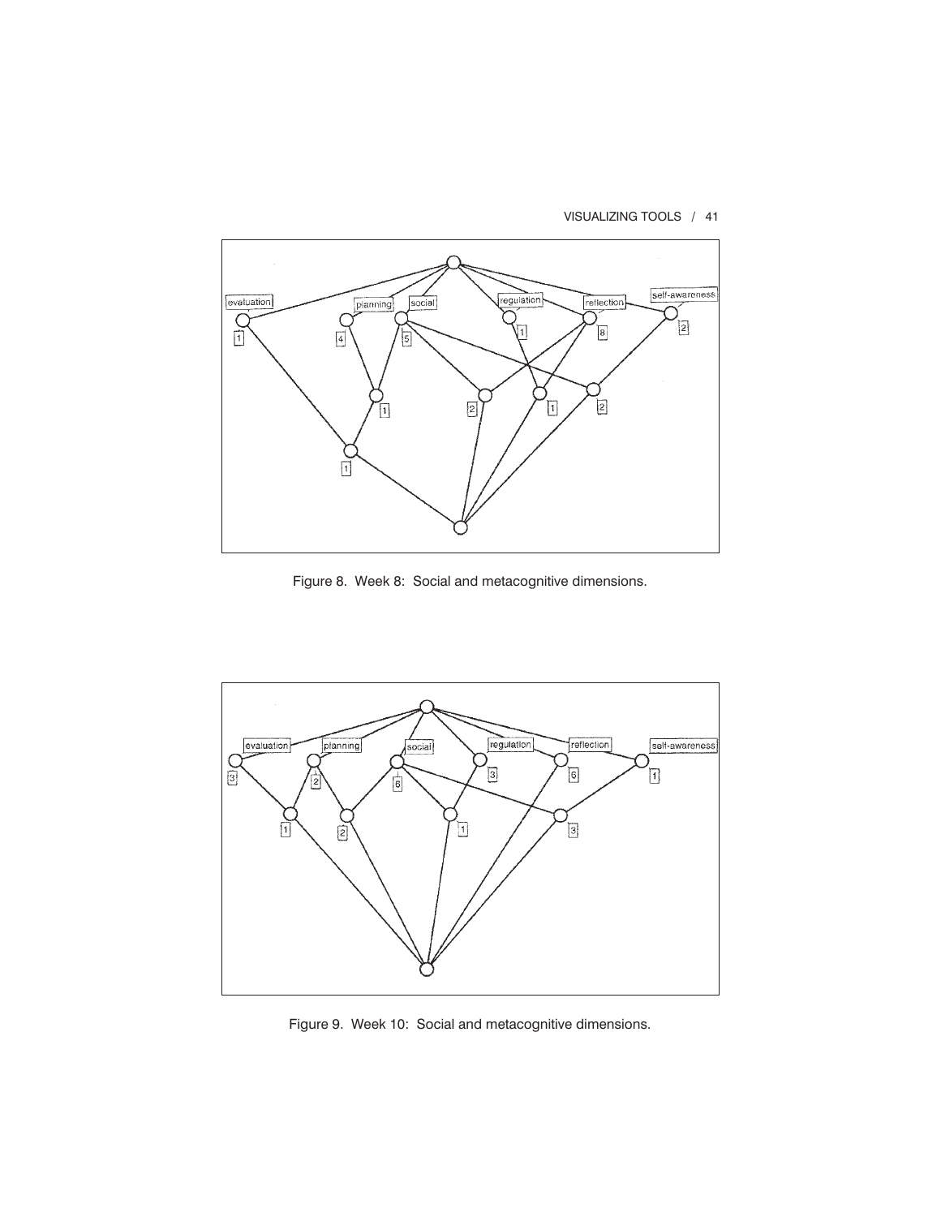Figure 8. Week 8: Social and metacognitive dimensions.

Figure 9. Week 10: Social and metacognitive dimensions.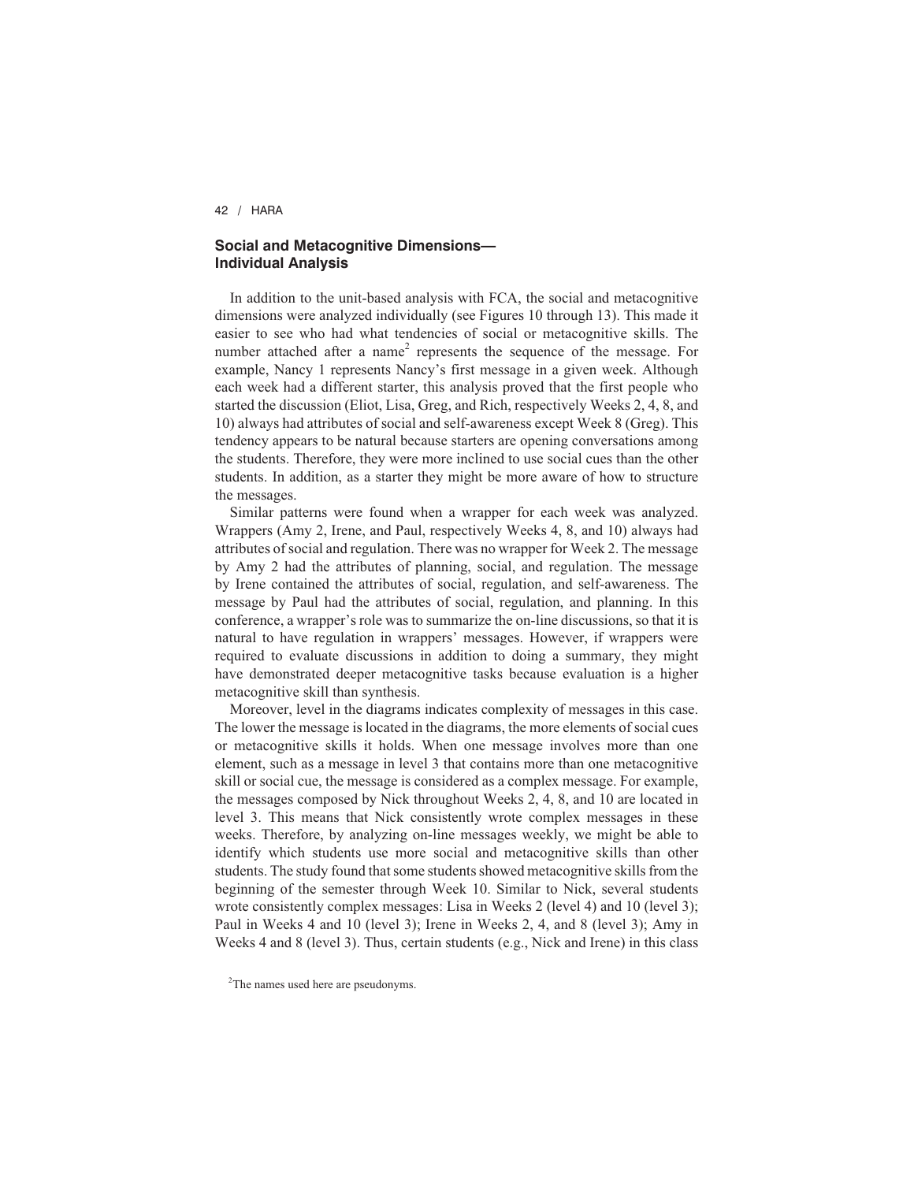## Social and Metacognitive Dimensions—Individual Analysis

In addition to the unit-based analysis with FCA, the social and metacognitive dimensions were analyzed individually (see Figures 10 through 13). This made it easier to see who had what tendencies of social or metacognitive skills. The number attached after a name[2] represents the sequence of the message. For example, Nancy 1 represents Nancy's first message in a given week. Although each week had a different starter, this analysis proved that the first people who started the discussion (Eliot, Lisa, Greg, and Rich, respectively Weeks 2, 4, 8, and 10) always had attributes of social and self-awareness except Week 8 (Greg). This tendency appears to be natural because starters are opening conversations among the students. Therefore, they were more inclined to use social cues than the other students. In addition, as a starter they might be more aware of how to structure the messages.

Similar patterns were found when a wrapper for each week was analyzed. Wrappers (Amy 2, Irene, and Paul, respectively Weeks 4, 8, and 10) always had attributes of social and regulation. There was no wrapper for Week 2. The message by Amy 2 had the attributes of planning, social, and regulation. The message by Irene contained the attributes of social, regulation, and self-awareness. The message by Paul had the attributes of social, regulation, and planning. In this conference, a wrapper's role was to summarize the on-line discussions, so that it is natural to have regulation in wrappers' messages. However, if wrappers were required to evaluate discussions in addition to doing a summary, they might have demonstrated deeper metacognitive tasks because evaluation is a higher metacognitive skill than synthesis.

Moreover, level in the diagrams indicates complexity of messages in this case. The lower the message is located in the diagrams, the more elements of social cues or metacognitive skills it holds. When one message involves more than one element, such as a message in level 3 that contains more than one metacognitive skill or social cue, the message is considered as a complex message. For example, the messages composed by Nick throughout Weeks 2, 4, 8, and 10 are located in level 3. This means that Nick consistently wrote complex messages in these weeks. Therefore, by analyzing on-line messages weekly, we might be able to identify which students use more social and metacognitive skills than other students. The study found that some students showed metacognitive skills from the beginning of the semester through Week 10. Similar to Nick, several students wrote consistently complex messages: Lisa in Weeks 2 (level 4) and 10 (level 3); Paul in Weeks 4 and 10 (level 3); Irene in Weeks 2, 4, and 8 (level 3); Amy in Weeks 4 and 8 (level 3). Thus, certain students (e.g., Nick and Irene) in this class

[2] The names used here are pseudonyms.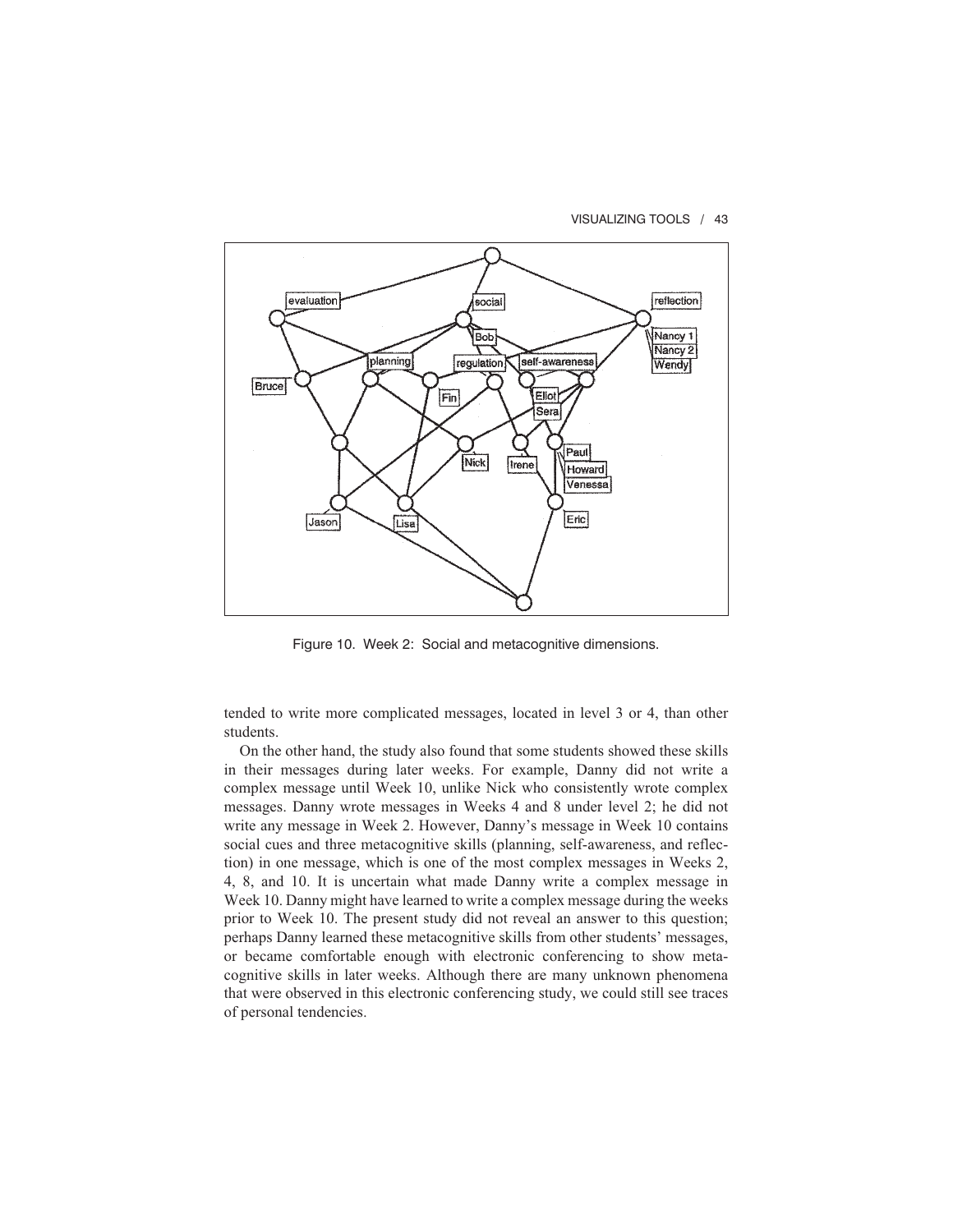Figure 10. Week 2: Social and metacognitive dimensions.

tended to write more complicated messages, located in level 3 or 4, than other students.

On the other hand, the study also found that some students showed these skills in their messages during later weeks. For example, Danny did not write a complex message until Week 10, unlike Nick who consistently wrote complex messages. Danny wrote messages in Weeks 4 and 8 under level 2; he did not write any message in Week 2. However, Danny's message in Week 10 contains social cues and three metacognitive skills (planning, self-awareness, and reflection) in one message, which is one of the most complex messages in Weeks 2, 4, 8, and 10. It is uncertain what made Danny write a complex message in Week 10. Danny might have learned to write a complex message during the weeks prior to Week 10. The present study did not reveal an answer to this question; perhaps Danny learned these metacognitive skills from other students' messages, or became comfortable enough with electronic conferencing to show metacognitive skills in later weeks. Although there are many unknown phenomena that were observed in this electronic conferencing study, we could still see traces of personal tendencies.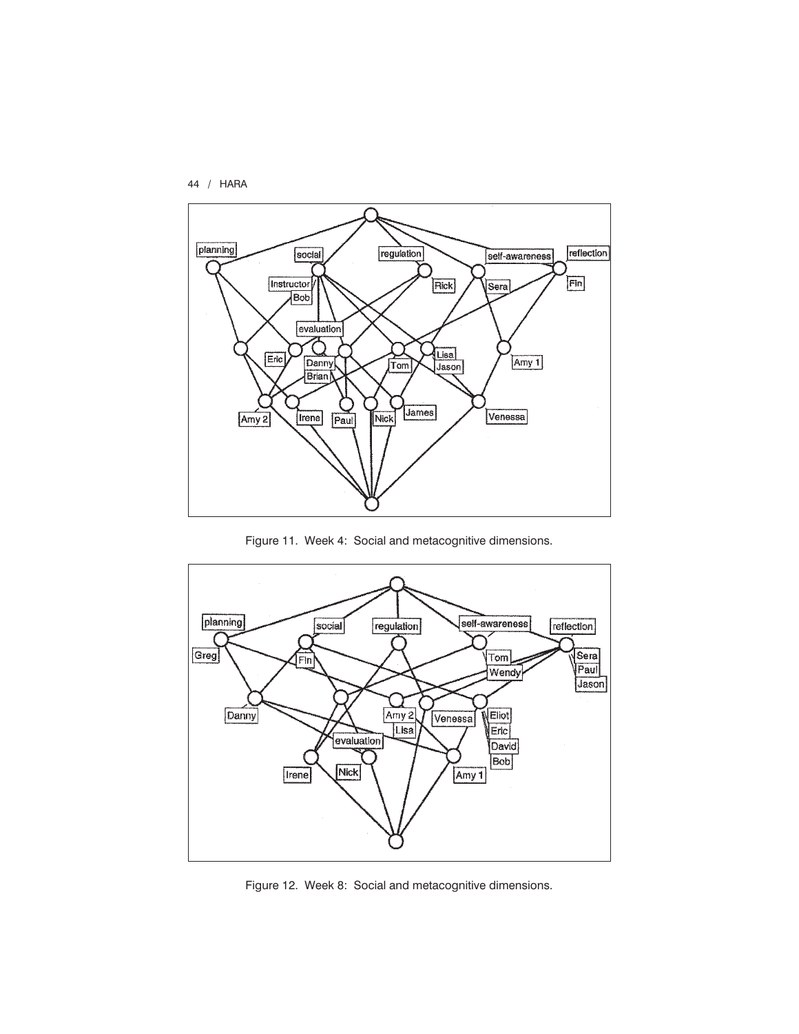Figure 11. Week 4: Social and metacognitive dimensions.

Figure 12. Week 8: Social and metacognitive dimensions.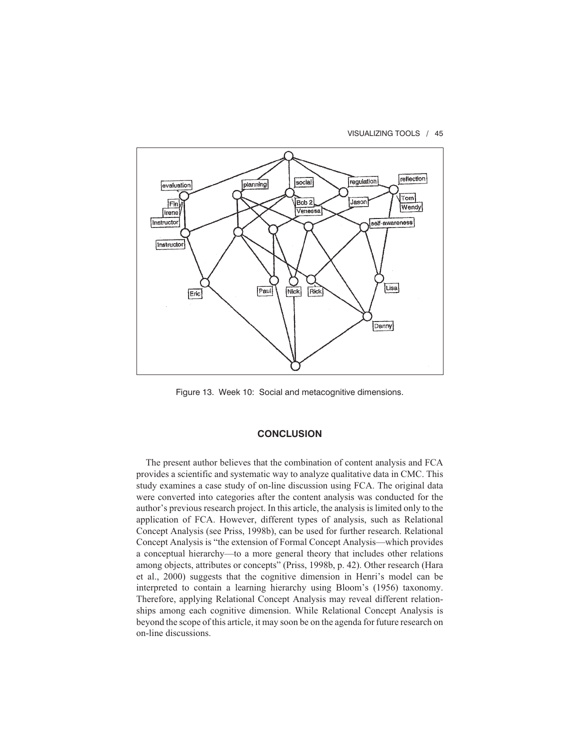Figure 13. Week 10: Social and metacognitive dimensions.

## CONCLUSION

The present author believes that the combination of content analysis and FCA provides a scientific and systematic way to analyze qualitative data in CMC. This study examines a case study of on-line discussion using FCA. The original data were converted into categories after the content analysis was conducted for the author's previous research project. In this article, the analysis is limited only to the application of FCA. However, different types of analysis, such as Relational Concept Analysis (see Priss, 1998b), can be used for further research. Relational Concept Analysis is "the extension of Formal Concept Analysis—which provides a conceptual hierarchy—to a more general theory that includes other relations among objects, attributes or concepts" (Priss, 1998b, p. 42). Other research (Hara et al., 2000) suggests that the cognitive dimension in Henri's model can be interpreted to contain a learning hierarchy using Bloom's (1956) taxonomy. Therefore, applying Relational Concept Analysis may reveal different relationships among each cognitive dimension. While Relational Concept Analysis is beyond the scope of this article, it may soon be on the agenda for future research on on-line discussions.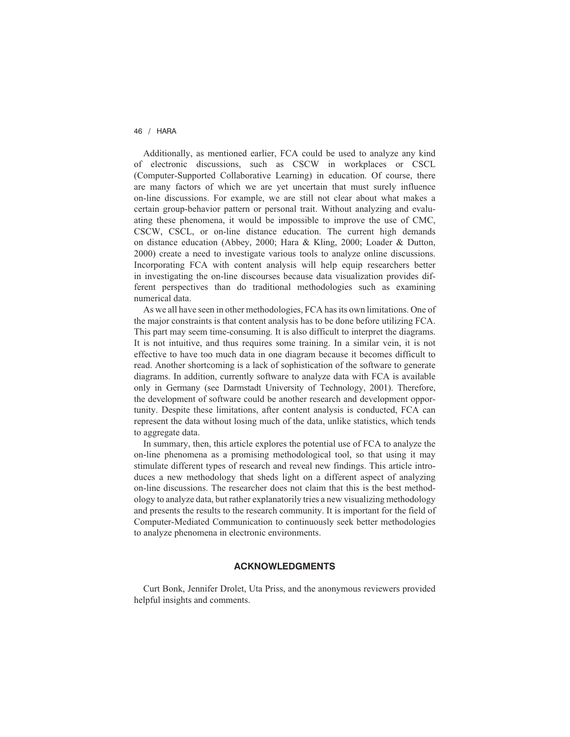Additionally, as mentioned earlier, FCA could be used to analyze any kind of electronic discussions, such as CSCW in workplaces or CSCL (Computer-Supported Collaborative Learning) in education. Of course, there are many factors of which we are yet uncertain that must surely influence on-line discussions. For example, we are still not clear about what makes a certain group-behavior pattern or personal trait. Without analyzing and evaluating these phenomena, it would be impossible to improve the use of CMC, CSCW, CSCL, or on-line distance education. The current high demands on distance education (Abbey, 2000; Hara & Kling, 2000; Loader & Dutton, 2000) create a need to investigate various tools to analyze online discussions. Incorporating FCA with content analysis will help equip researchers better in investigating the on-line discourses because data visualization provides different perspectives than do traditional methodologies such as examining numerical data.

As we all have seen in other methodologies, FCA has its own limitations. One of the major constraints is that content analysis has to be done before utilizing FCA. This part may seem time-consuming. It is also difficult to interpret the diagrams. It is not intuitive, and thus requires some training. In a similar vein, it is not effective to have too much data in one diagram because it becomes difficult to read. Another shortcoming is a lack of sophistication of the software to generate diagrams. In addition, currently software to analyze data with FCA is available only in Germany (see Darmstadt University of Technology, 2001). Therefore, the development of software could be another research and development opportunity. Despite these limitations, after content analysis is conducted, FCA can represent the data without losing much of the data, unlike statistics, which tends to aggregate data.

In summary, then, this article explores the potential use of FCA to analyze the on-line phenomena as a promising methodological tool, so that using it may stimulate different types of research and reveal new findings. This article introduces a new methodology that sheds light on a different aspect of analyzing on-line discussions. The researcher does not claim that this is the best methodology to analyze data, but rather explanatorily tries a new visualizing methodology and presents the results to the research community. It is important for the field of Computer-Mediated Communication to continuously seek better methodologies to analyze phenomena in electronic environments.

## ACKNOWLEDGMENTS

Curt Bonk, Jennifer Drolet, Uta Priss, and the anonymous reviewers provided helpful insights and comments.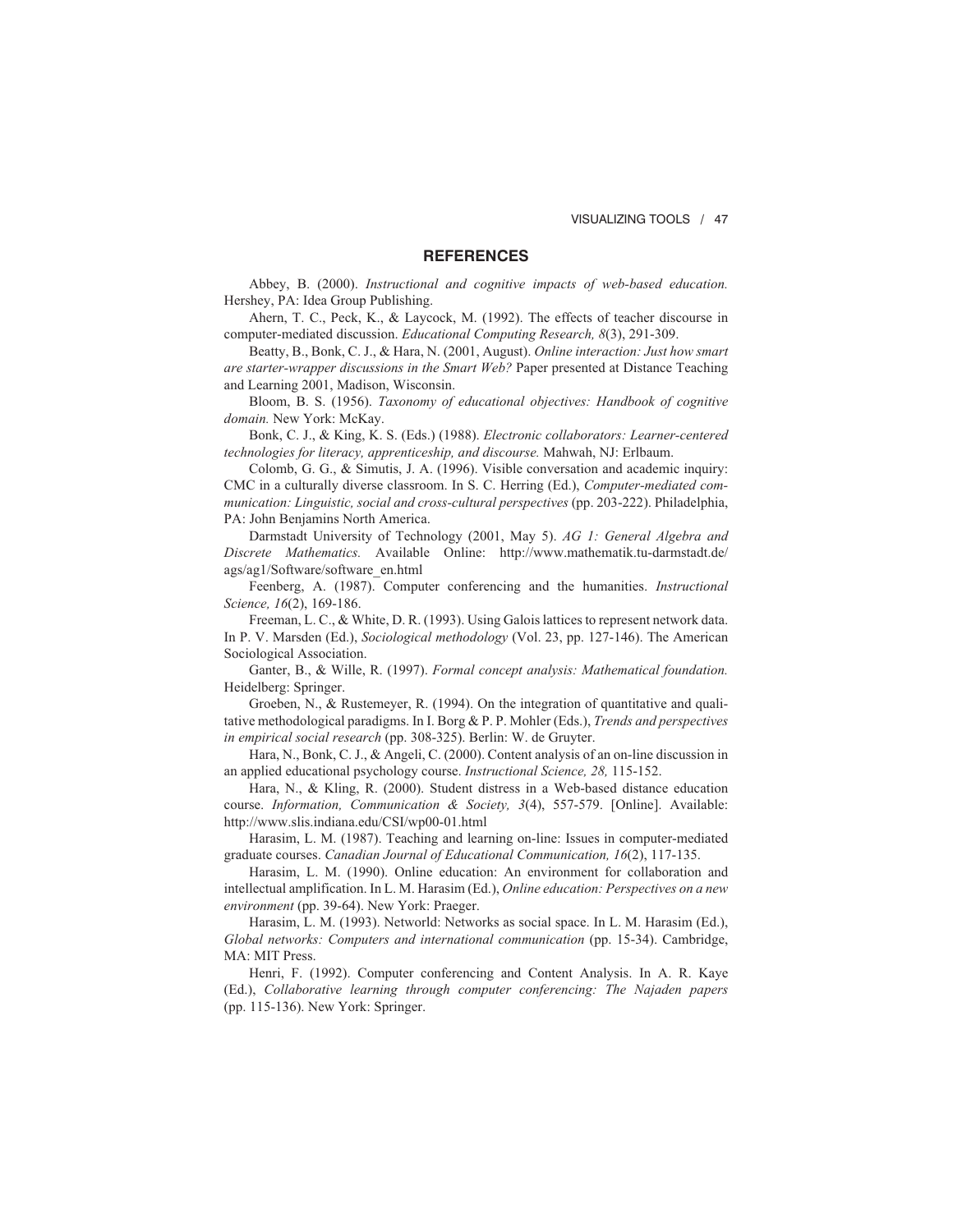## REFERENCES

Abbey, B. (2000). *Instructional and cognitive impacts of web-based education.* Hershey, PA: Idea Group Publishing.

Ahern, T. C., Peck, K., & Laycock, M. (1992). The effects of teacher discourse in computer-mediated discussion. *Educational Computing Research, 8*(3), 291-309.

Beatty, B., Bonk, C. J., & Hara, N. (2001, August). *Online interaction: Just how smart are starter-wrapper discussions in the Smart Web?* Paper presented at Distance Teaching and Learning 2001, Madison, Wisconsin.

Bloom, B. S. (1956). *Taxonomy of educational objectives: Handbook of cognitive domain.* New York: McKay.

Bonk, C. J., & King, K. S. (Eds.) (1988). *Electronic collaborators: Learner-centered technologies for literacy, apprenticeship, and discourse.* Mahwah, NJ: Erlbaum.

Colomb, G. G., & Simutis, J. A. (1996). Visible conversation and academic inquiry: CMC in a culturally diverse classroom. In S. C. Herring (Ed.), *Computer-mediated communication: Linguistic, social and cross-cultural perspectives* (pp. 203-222). Philadelphia, PA: John Benjamins North America.

Darmstadt University of Technology (2001, May 5). *AG 1: General Algebra and Discrete Mathematics.* Available Online: http://www.mathematik.tu-darmstadt.de/ags/ag1/Software/software_en.html

Feenberg, A. (1987). Computer conferencing and the humanities. *Instructional Science, 16*(2), 169-186.

Freeman, L. C., & White, D. R. (1993). Using Galois lattices to represent network data. In P. V. Marsden (Ed.), *Sociological methodology* (Vol. 23, pp. 127-146). The American Sociological Association.

Ganter, B., & Wille, R. (1997). *Formal concept analysis: Mathematical foundation.* Heidelberg: Springer.

Groeben, N., & Rustemeyer, R. (1994). On the integration of quantitative and qualitative methodological paradigms. In I. Borg & P. P. Mohler (Eds.), *Trends and perspectives in empirical social research* (pp. 308-325). Berlin: W. de Gruyter.

Hara, N., Bonk, C. J., & Angeli, C. (2000). Content analysis of an on-line discussion in an applied educational psychology course. *Instructional Science, 28,* 115-152.

Hara, N., & Kling, R. (2000). Student distress in a Web-based distance education course. *Information, Communication & Society, 3*(4), 557-579. [Online]. Available: http://www.slis.indiana.edu/CSI/wp00-01.html

Harasim, L. M. (1987). Teaching and learning on-line: Issues in computer-mediated graduate courses. *Canadian Journal of Educational Communication, 16*(2), 117-135.

Harasim, L. M. (1990). Online education: An environment for collaboration and intellectual amplification. In L. M. Harasim (Ed.), *Online education: Perspectives on a new environment* (pp. 39-64). New York: Praeger.

Harasim, L. M. (1993). Networld: Networks as social space. In L. M. Harasim (Ed.), *Global networks: Computers and international communication* (pp. 15-34). Cambridge, MA: MIT Press.

Henri, F. (1992). Computer conferencing and Content Analysis. In A. R. Kaye (Ed.), *Collaborative learning through computer conferencing: The Najaden papers* (pp. 115-136). New York: Springer.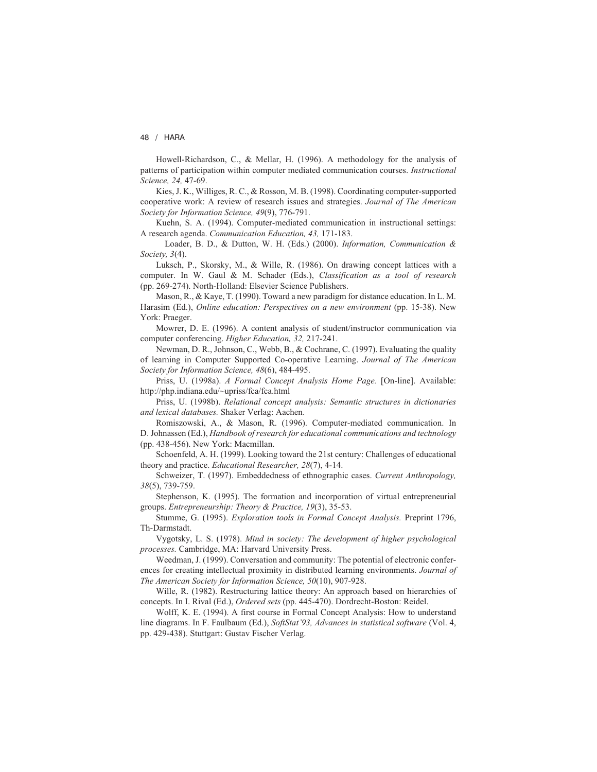Howell-Richardson, C., & Mellar, H. (1996). A methodology for the analysis of patterns of participation within computer mediated communication courses. *Instructional Science, 24,* 47-69.

Kies, J. K., Williges, R. C., & Rosson, M. B. (1998). Coordinating computer-supported cooperative work: A review of research issues and strategies. *Journal of The American Society for Information Science, 49*(9), 776-791.

Kuehn, S. A. (1994). Computer-mediated communication in instructional settings: A research agenda. *Communication Education, 43,* 171-183.

Loader, B. D., & Dutton, W. H. (Eds.) (2000). *Information, Communication & Society, 3*(4).

Luksch, P., Skorsky, M., & Wille, R. (1986). On drawing concept lattices with a computer. In W. Gaul & M. Schader (Eds.), *Classification as a tool of research* (pp. 269-274). North-Holland: Elsevier Science Publishers.

Mason, R., & Kaye, T. (1990). Toward a new paradigm for distance education. In L. M. Harasim (Ed.), *Online education: Perspectives on a new environment* (pp. 15-38). New York: Praeger.

Mowrer, D. E. (1996). A content analysis of student/instructor communication via computer conferencing. *Higher Education, 32,* 217-241.

Newman, D. R., Johnson, C., Webb, B., & Cochrane, C. (1997). Evaluating the quality of learning in Computer Supported Co-operative Learning. *Journal of The American Society for Information Science, 48*(6), 484-495.

Priss, U. (1998a). *A Formal Concept Analysis Home Page.* [On-line]. Available: http://php.indiana.edu/~upriss/fca/fca.html

Priss, U. (1998b). *Relational concept analysis: Semantic structures in dictionaries and lexical databases.* Shaker Verlag: Aachen.

Romiszowski, A., & Mason, R. (1996). Computer-mediated communication. In D. Johnassen (Ed.), *Handbook of research for educational communications and technology* (pp. 438-456). New York: Macmillan.

Schoenfeld, A. H. (1999). Looking toward the 21st century: Challenges of educational theory and practice. *Educational Researcher, 28*(7), 4-14.

Schweizer, T. (1997). Embeddedness of ethnographic cases. *Current Anthropology, 38*(5), 739-759.

Stephenson, K. (1995). The formation and incorporation of virtual entrepreneurial groups. *Entrepreneurship: Theory & Practice, 19*(3), 35-53.

Stumme, G. (1995). *Exploration tools in Formal Concept Analysis.* Preprint 1796, Th-Darmstadt.

Vygotsky, L. S. (1978). *Mind in society: The development of higher psychological processes.* Cambridge, MA: Harvard University Press.

Weedman, J. (1999). Conversation and community: The potential of electronic conferences for creating intellectual proximity in distributed learning environments. *Journal of The American Society for Information Science, 50*(10), 907-928.

Wille, R. (1982). Restructuring lattice theory: An approach based on hierarchies of concepts. In I. Rival (Ed.), *Ordered sets* (pp. 445-470). Dordrecht-Boston: Reidel.

Wolff, K. E. (1994). A first course in Formal Concept Analysis: How to understand line diagrams. In F. Faulbaum (Ed.), *SoftStat'93, Advances in statistical software* (Vol. 4, pp. 429-438). Stuttgart: Gustav Fischer Verlag.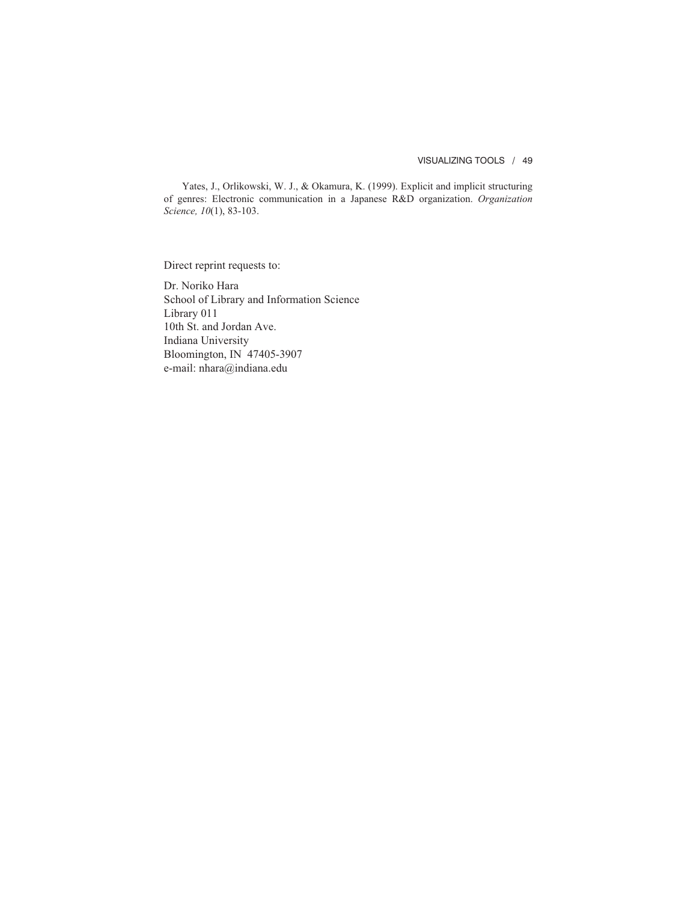Yates, J., Orlikowski, W. J., & Okamura, K. (1999). Explicit and implicit structuring of genres: Electronic communication in a Japanese R&D organization. *Organization Science, 10*(1), 83-103.

Direct reprint requests to:

Dr. Noriko Hara
School of Library and Information Science
Library 011
10th St. and Jordan Ave.
Indiana University
Bloomington, IN 47405-3907
e-mail: nhara@indiana.edu